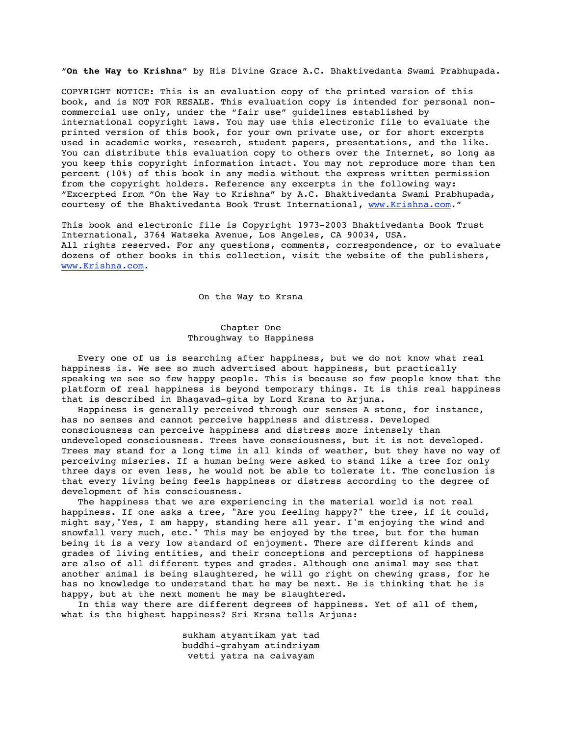"**On the Way to Krishna**" by His Divine Grace A.C. Bhaktivedanta Swami Prabhupada.

COPYRIGHT NOTICE: This is an evaluation copy of the printed version of this book, and is NOT FOR RESALE. This evaluation copy is intended for personal non-commercial use only, under the "fair use" guidelines established by international copyright laws. You may use this electronic file to evaluate the printed version of this book, for your own private use, or for short excerpts used in academic works, research, student papers, presentations, and the like. You can distribute this evaluation copy to others over the Internet, so long as you keep this copyright information intact. You may not reproduce more than ten percent (10%) of this book in any media without the express written permission from the copyright holders. Reference any excerpts in the following way: "Excerpted from "On the Way to Krishna" by A.C. Bhaktivedanta Swami Prabhupada, courtesy of the Bhaktivedanta Book Trust International, www.Krishna.com."

This book and electronic file is Copyright 1973-2003 Bhaktivedanta Book Trust International, 3764 Watseka Avenue, Los Angeles, CA 90034, USA. All rights reserved. For any questions, comments, correspondence, or to evaluate dozens of other books in this collection, visit the website of the publishers, www.Krishna.com.

# On the Way to Krsna

## Chapter One
## Throughway to Happiness

Every one of us is searching after happiness, but we do not know what real happiness is. We see so much advertised about happiness, but practically speaking we see so few happy people. This is because so few people know that the platform of real happiness is beyond temporary things. It is this real happiness that is described in Bhagavad-gita by Lord Krsna to Arjuna.

Happiness is generally perceived through our senses A stone, for instance, has no senses and cannot perceive happiness and distress. Developed consciousness can perceive happiness and distress more intensely than undeveloped consciousness. Trees have consciousness, but it is not developed. Trees may stand for a long time in all kinds of weather, but they have no way of perceiving miseries. If a human being were asked to stand like a tree for only three days or even less, he would not be able to tolerate it. The conclusion is that every living being feels happiness or distress according to the degree of development of his consciousness.

The happiness that we are experiencing in the material world is not real happiness. If one asks a tree, "Are you feeling happy?" the tree, if it could, might say,"Yes, I am happy, standing here all year. I'm enjoying the wind and snowfall very much, etc." This may be enjoyed by the tree, but for the human being it is a very low standard of enjoyment. There are different kinds and grades of living entities, and their conceptions and perceptions of happiness are also of all different types and grades. Although one animal may see that another animal is being slaughtered, he will go right on chewing grass, for he has no knowledge to understand that he may be next. He is thinking that he is happy, but at the next moment he may be slaughtered.

In this way there are different degrees of happiness. Yet of all of them, what is the highest happiness? Sri Krsna tells Arjuna:

sukham atyantikam yat tad
buddhi-grahyam atindriyam
vetti yatra na caivayam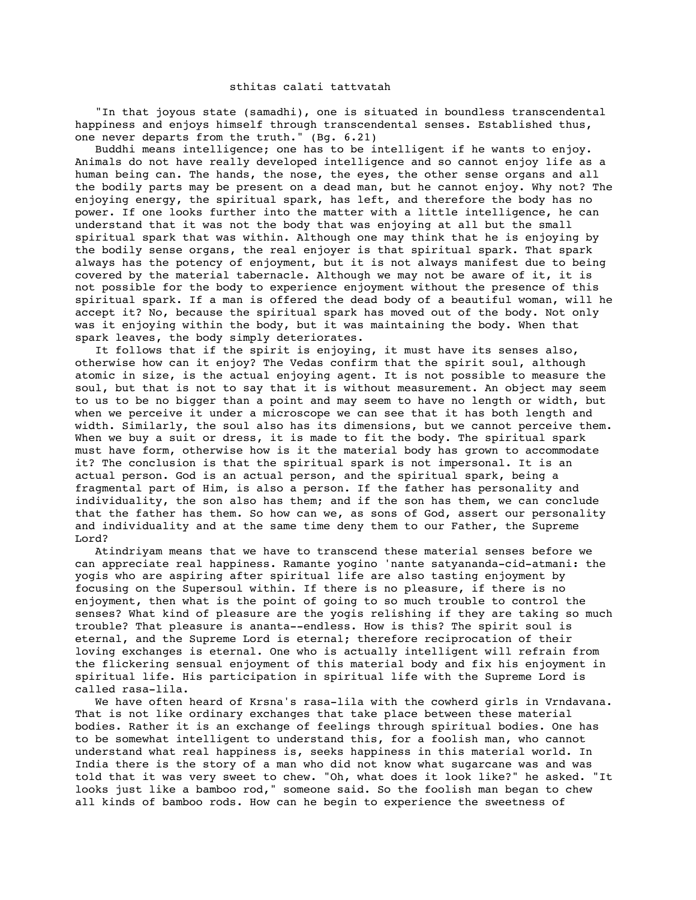sthitas calati tattvatah

"In that joyous state (samadhi), one is situated in boundless transcendental happiness and enjoys himself through transcendental senses. Established thus, one never departs from the truth." (Bg. 6.21)

Buddhi means intelligence; one has to be intelligent if he wants to enjoy. Animals do not have really developed intelligence and so cannot enjoy life as a human being can. The hands, the nose, the eyes, the other sense organs and all the bodily parts may be present on a dead man, but he cannot enjoy. Why not? The enjoying energy, the spiritual spark, has left, and therefore the body has no power. If one looks further into the matter with a little intelligence, he can understand that it was not the body that was enjoying at all but the small spiritual spark that was within. Although one may think that he is enjoying by the bodily sense organs, the real enjoyer is that spiritual spark. That spark always has the potency of enjoyment, but it is not always manifest due to being covered by the material tabernacle. Although we may not be aware of it, it is not possible for the body to experience enjoyment without the presence of this spiritual spark. If a man is offered the dead body of a beautiful woman, will he accept it? No, because the spiritual spark has moved out of the body. Not only was it enjoying within the body, but it was maintaining the body. When that spark leaves, the body simply deteriorates.

It follows that if the spirit is enjoying, it must have its senses also, otherwise how can it enjoy? The Vedas confirm that the spirit soul, although atomic in size, is the actual enjoying agent. It is not possible to measure the soul, but that is not to say that it is without measurement. An object may seem to us to be no bigger than a point and may seem to have no length or width, but when we perceive it under a microscope we can see that it has both length and width. Similarly, the soul also has its dimensions, but we cannot perceive them. When we buy a suit or dress, it is made to fit the body. The spiritual spark must have form, otherwise how is it the material body has grown to accommodate it? The conclusion is that the spiritual spark is not impersonal. It is an actual person. God is an actual person, and the spiritual spark, being a fragmental part of Him, is also a person. If the father has personality and individuality, the son also has them; and if the son has them, we can conclude that the father has them. So how can we, as sons of God, assert our personality and individuality and at the same time deny them to our Father, the Supreme Lord?

Atindriyam means that we have to transcend these material senses before we can appreciate real happiness. Ramante yogino 'nante satyananda-cid-atmani: the yogis who are aspiring after spiritual life are also tasting enjoyment by focusing on the Supersoul within. If there is no pleasure, if there is no enjoyment, then what is the point of going to so much trouble to control the senses? What kind of pleasure are the yogis relishing if they are taking so much trouble? That pleasure is ananta--endless. How is this? The spirit soul is eternal, and the Supreme Lord is eternal; therefore reciprocation of their loving exchanges is eternal. One who is actually intelligent will refrain from the flickering sensual enjoyment of this material body and fix his enjoyment in spiritual life. His participation in spiritual life with the Supreme Lord is called rasa-lila.

We have often heard of Krsna's rasa-lila with the cowherd girls in Vrndavana. That is not like ordinary exchanges that take place between these material bodies. Rather it is an exchange of feelings through spiritual bodies. One has to be somewhat intelligent to understand this, for a foolish man, who cannot understand what real happiness is, seeks happiness in this material world. In India there is the story of a man who did not know what sugarcane was and was told that it was very sweet to chew. "Oh, what does it look like?" he asked. "It looks just like a bamboo rod," someone said. So the foolish man began to chew all kinds of bamboo rods. How can he begin to experience the sweetness of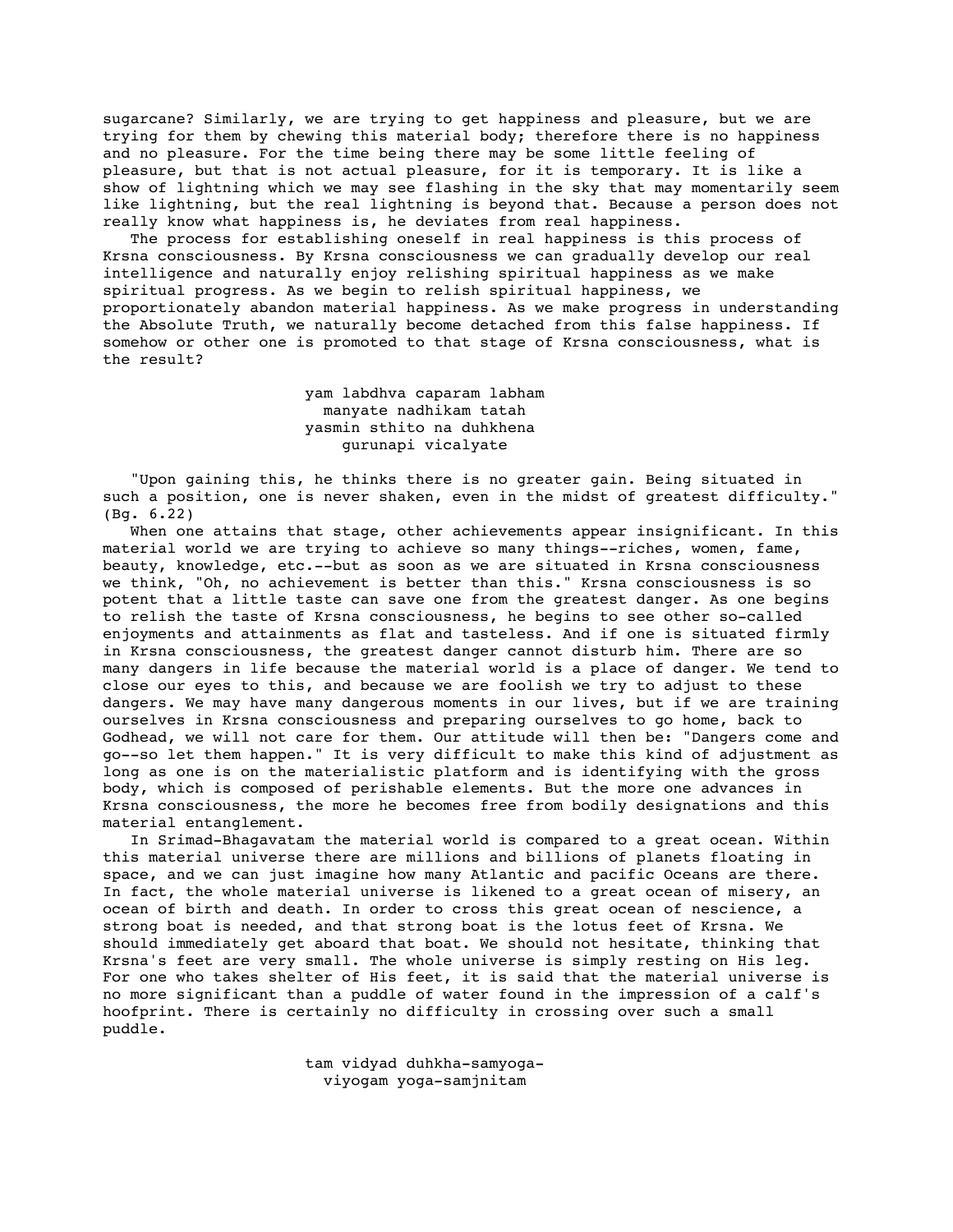sugarcane? Similarly, we are trying to get happiness and pleasure, but we are trying for them by chewing this material body; therefore there is no happiness and no pleasure. For the time being there may be some little feeling of pleasure, but that is not actual pleasure, for it is temporary. It is like a show of lightning which we may see flashing in the sky that may momentarily seem like lightning, but the real lightning is beyond that. Because a person does not really know what happiness is, he deviates from real happiness.

The process for establishing oneself in real happiness is this process of Krsna consciousness. By Krsna consciousness we can gradually develop our real intelligence and naturally enjoy relishing spiritual happiness as we make spiritual progress. As we begin to relish spiritual happiness, we proportionately abandon material happiness. As we make progress in understanding the Absolute Truth, we naturally become detached from this false happiness. If somehow or other one is promoted to that stage of Krsna consciousness, what is the result?

> yam labdhva caparam labham
> manyate nadhikam tatah
> yasmin sthito na duhkhena
> gurunapi vicalyate

"Upon gaining this, he thinks there is no greater gain. Being situated in such a position, one is never shaken, even in the midst of greatest difficulty." (Bg. 6.22)

When one attains that stage, other achievements appear insignificant. In this material world we are trying to achieve so many things--riches, women, fame, beauty, knowledge, etc.--but as soon as we are situated in Krsna consciousness we think, "Oh, no achievement is better than this." Krsna consciousness is so potent that a little taste can save one from the greatest danger. As one begins to relish the taste of Krsna consciousness, he begins to see other so-called enjoyments and attainments as flat and tasteless. And if one is situated firmly in Krsna consciousness, the greatest danger cannot disturb him. There are so many dangers in life because the material world is a place of danger. We tend to close our eyes to this, and because we are foolish we try to adjust to these dangers. We may have many dangerous moments in our lives, but if we are training ourselves in Krsna consciousness and preparing ourselves to go home, back to Godhead, we will not care for them. Our attitude will then be: "Dangers come and go--so let them happen." It is very difficult to make this kind of adjustment as long as one is on the materialistic platform and is identifying with the gross body, which is composed of perishable elements. But the more one advances in Krsna consciousness, the more he becomes free from bodily designations and this material entanglement.

In Srimad-Bhagavatam the material world is compared to a great ocean. Within this material universe there are millions and billions of planets floating in space, and we can just imagine how many Atlantic and pacific Oceans are there. In fact, the whole material universe is likened to a great ocean of misery, an ocean of birth and death. In order to cross this great ocean of nescience, a strong boat is needed, and that strong boat is the lotus feet of Krsna. We should immediately get aboard that boat. We should not hesitate, thinking that Krsna's feet are very small. The whole universe is simply resting on His leg. For one who takes shelter of His feet, it is said that the material universe is no more significant than a puddle of water found in the impression of a calf's hoofprint. There is certainly no difficulty in crossing over such a small puddle.

> tam vidyad duhkha-samyoga-
> viyogam yoga-samjnitam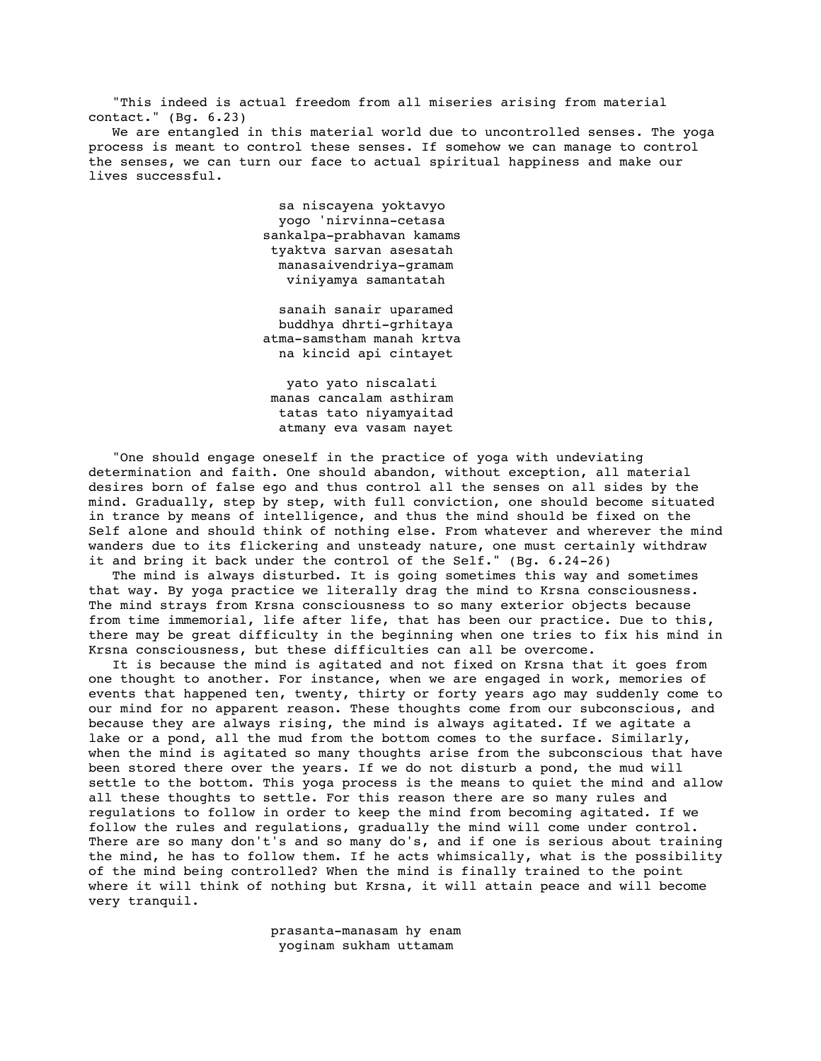"This indeed is actual freedom from all miseries arising from material contact." (Bg. 6.23)

We are entangled in this material world due to uncontrolled senses. The yoga process is meant to control these senses. If somehow we can manage to control the senses, we can turn our face to actual spiritual happiness and make our lives successful.

> sa niscayena yoktavyo
> yogo 'nirvinna-cetasa
> sankalpa-prabhavan kamams
> tyaktva sarvan asesatah
> manasaivendriya-gramam
> viniyamya samantatah
>
> sanaih sanair uparamed
> buddhya dhrti-grhitaya
> atma-samstham manah krtva
> na kincid api cintayet
>
> yato yato niscalati
> manas cancalam asthiram
> tatas tato niyamyaitad
> atmany eva vasam nayet

"One should engage oneself in the practice of yoga with undeviating determination and faith. One should abandon, without exception, all material desires born of false ego and thus control all the senses on all sides by the mind. Gradually, step by step, with full conviction, one should become situated in trance by means of intelligence, and thus the mind should be fixed on the Self alone and should think of nothing else. From whatever and wherever the mind wanders due to its flickering and unsteady nature, one must certainly withdraw it and bring it back under the control of the Self." (Bg. 6.24-26)

The mind is always disturbed. It is going sometimes this way and sometimes that way. By yoga practice we literally drag the mind to Krsna consciousness. The mind strays from Krsna consciousness to so many exterior objects because from time immemorial, life after life, that has been our practice. Due to this, there may be great difficulty in the beginning when one tries to fix his mind in Krsna consciousness, but these difficulties can all be overcome.

It is because the mind is agitated and not fixed on Krsna that it goes from one thought to another. For instance, when we are engaged in work, memories of events that happened ten, twenty, thirty or forty years ago may suddenly come to our mind for no apparent reason. These thoughts come from our subconscious, and because they are always rising, the mind is always agitated. If we agitate a lake or a pond, all the mud from the bottom comes to the surface. Similarly, when the mind is agitated so many thoughts arise from the subconscious that have been stored there over the years. If we do not disturb a pond, the mud will settle to the bottom. This yoga process is the means to quiet the mind and allow all these thoughts to settle. For this reason there are so many rules and regulations to follow in order to keep the mind from becoming agitated. If we follow the rules and regulations, gradually the mind will come under control. There are so many don't's and so many do's, and if one is serious about training the mind, he has to follow them. If he acts whimsically, what is the possibility of the mind being controlled? When the mind is finally trained to the point where it will think of nothing but Krsna, it will attain peace and will become very tranquil.

> prasanta-manasam hy enam
> yoginam sukham uttamam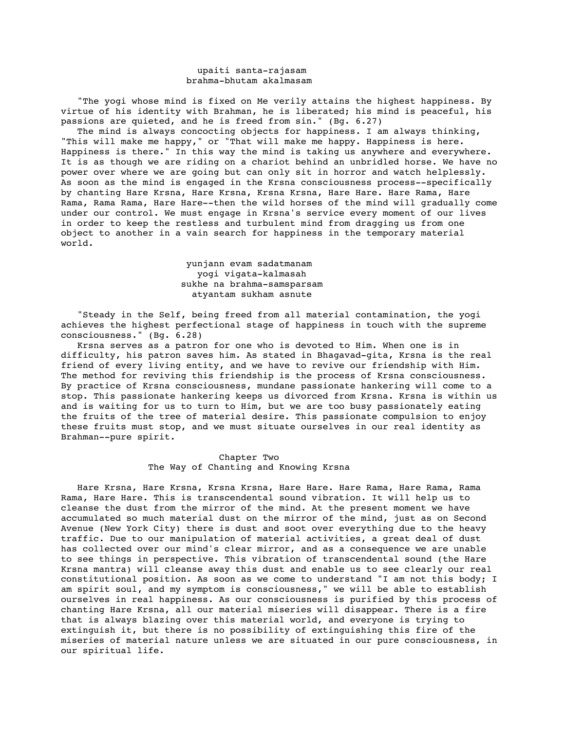upaiti santa-rajasam
brahma-bhutam akalmasam

"The yogi whose mind is fixed on Me verily attains the highest happiness. By virtue of his identity with Brahman, he is liberated; his mind is peaceful, his passions are quieted, and he is freed from sin." (Bg. 6.27)

The mind is always concocting objects for happiness. I am always thinking, "This will make me happy," or "That will make me happy. Happiness is here. Happiness is there." In this way the mind is taking us anywhere and everywhere. It is as though we are riding on a chariot behind an unbridled horse. We have no power over where we are going but can only sit in horror and watch helplessly. As soon as the mind is engaged in the Krsna consciousness process--specifically by chanting Hare Krsna, Hare Krsna, Krsna Krsna, Hare Hare. Hare Rama, Hare Rama, Rama Rama, Hare Hare--then the wild horses of the mind will gradually come under our control. We must engage in Krsna's service every moment of our lives in order to keep the restless and turbulent mind from dragging us from one object to another in a vain search for happiness in the temporary material world.

yunjann evam sadatmanam
yogi vigata-kalmasah
sukhe na brahma-samsparsam
atyantam sukham asnute

"Steady in the Self, being freed from all material contamination, the yogi achieves the highest perfectional stage of happiness in touch with the supreme consciousness." (Bg. 6.28)

Krsna serves as a patron for one who is devoted to Him. When one is in difficulty, his patron saves him. As stated in Bhagavad-gita, Krsna is the real friend of every living entity, and we have to revive our friendship with Him. The method for reviving this friendship is the process of Krsna consciousness. By practice of Krsna consciousness, mundane passionate hankering will come to a stop. This passionate hankering keeps us divorced from Krsna. Krsna is within us and is waiting for us to turn to Him, but we are too busy passionately eating the fruits of the tree of material desire. This passionate compulsion to enjoy these fruits must stop, and we must situate ourselves in our real identity as Brahman--pure spirit.

## Chapter Two
## The Way of Chanting and Knowing Krsna

Hare Krsna, Hare Krsna, Krsna Krsna, Hare Hare. Hare Rama, Hare Rama, Rama Rama, Hare Hare. This is transcendental sound vibration. It will help us to cleanse the dust from the mirror of the mind. At the present moment we have accumulated so much material dust on the mirror of the mind, just as on Second Avenue (New York City) there is dust and soot over everything due to the heavy traffic. Due to our manipulation of material activities, a great deal of dust has collected over our mind's clear mirror, and as a consequence we are unable to see things in perspective. This vibration of transcendental sound (the Hare Krsna mantra) will cleanse away this dust and enable us to see clearly our real constitutional position. As soon as we come to understand "I am not this body; I am spirit soul, and my symptom is consciousness," we will be able to establish ourselves in real happiness. As our consciousness is purified by this process of chanting Hare Krsna, all our material miseries will disappear. There is a fire that is always blazing over this material world, and everyone is trying to extinguish it, but there is no possibility of extinguishing this fire of the miseries of material nature unless we are situated in our pure consciousness, in our spiritual life.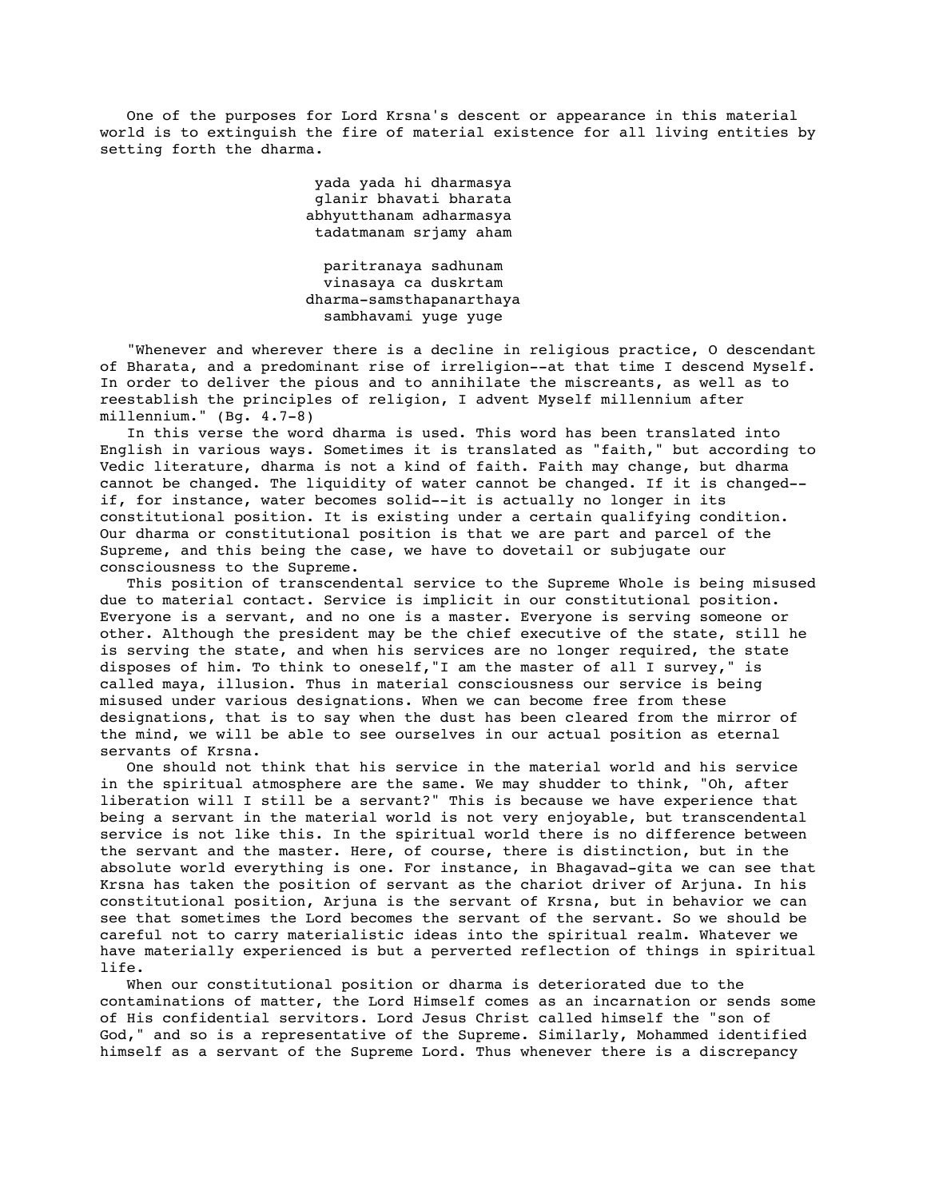One of the purposes for Lord Krsna's descent or appearance in this material world is to extinguish the fire of material existence for all living entities by setting forth the dharma.

yada yada hi dharmasya  
glanir bhavati bharata  
abhyutthanam adharmasya  
tadatmanam srjamy aham

paritranaya sadhunam  
vinasaya ca duskrtam  
dharma-samsthapanarthaya  
sambhavami yuge yuge

"Whenever and wherever there is a decline in religious practice, O descendant of Bharata, and a predominant rise of irreligion--at that time I descend Myself. In order to deliver the pious and to annihilate the miscreants, as well as to reestablish the principles of religion, I advent Myself millennium after millennium." (Bg. 4.7-8)

In this verse the word dharma is used. This word has been translated into English in various ways. Sometimes it is translated as "faith," but according to Vedic literature, dharma is not a kind of faith. Faith may change, but dharma cannot be changed. The liquidity of water cannot be changed. If it is changed--if, for instance, water becomes solid--it is actually no longer in its constitutional position. It is existing under a certain qualifying condition. Our dharma or constitutional position is that we are part and parcel of the Supreme, and this being the case, we have to dovetail or subjugate our consciousness to the Supreme.

This position of transcendental service to the Supreme Whole is being misused due to material contact. Service is implicit in our constitutional position. Everyone is a servant, and no one is a master. Everyone is serving someone or other. Although the president may be the chief executive of the state, still he is serving the state, and when his services are no longer required, the state disposes of him. To think to oneself,"I am the master of all I survey," is called maya, illusion. Thus in material consciousness our service is being misused under various designations. When we can become free from these designations, that is to say when the dust has been cleared from the mirror of the mind, we will be able to see ourselves in our actual position as eternal servants of Krsna.

One should not think that his service in the material world and his service in the spiritual atmosphere are the same. We may shudder to think, "Oh, after liberation will I still be a servant?" This is because we have experience that being a servant in the material world is not very enjoyable, but transcendental service is not like this. In the spiritual world there is no difference between the servant and the master. Here, of course, there is distinction, but in the absolute world everything is one. For instance, in Bhagavad-gita we can see that Krsna has taken the position of servant as the chariot driver of Arjuna. In his constitutional position, Arjuna is the servant of Krsna, but in behavior we can see that sometimes the Lord becomes the servant of the servant. So we should be careful not to carry materialistic ideas into the spiritual realm. Whatever we have materially experienced is but a perverted reflection of things in spiritual life.

When our constitutional position or dharma is deteriorated due to the contaminations of matter, the Lord Himself comes as an incarnation or sends some of His confidential servitors. Lord Jesus Christ called himself the "son of God," and so is a representative of the Supreme. Similarly, Mohammed identified himself as a servant of the Supreme Lord. Thus whenever there is a discrepancy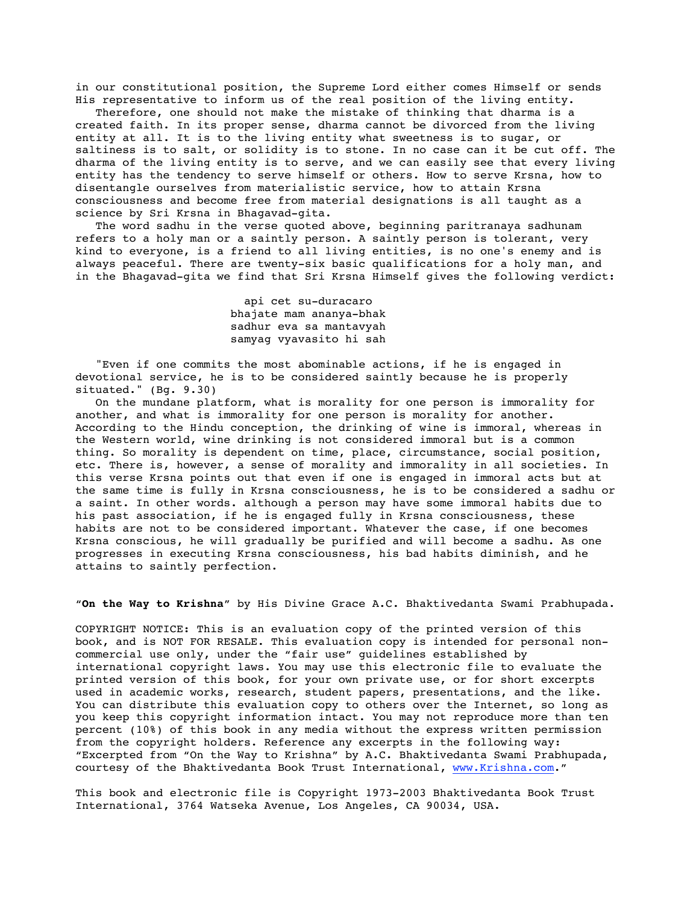in our constitutional position, the Supreme Lord either comes Himself or sends His representative to inform us of the real position of the living entity.

Therefore, one should not make the mistake of thinking that dharma is a created faith. In its proper sense, dharma cannot be divorced from the living entity at all. It is to the living entity what sweetness is to sugar, or saltiness is to salt, or solidity is to stone. In no case can it be cut off. The dharma of the living entity is to serve, and we can easily see that every living entity has the tendency to serve himself or others. How to serve Krsna, how to disentangle ourselves from materialistic service, how to attain Krsna consciousness and become free from material designations is all taught as a science by Sri Krsna in Bhagavad-gita.

The word sadhu in the verse quoted above, beginning paritranaya sadhunam refers to a holy man or a saintly person. A saintly person is tolerant, very kind to everyone, is a friend to all living entities, is no one's enemy and is always peaceful. There are twenty-six basic qualifications for a holy man, and in the Bhagavad-gita we find that Sri Krsna Himself gives the following verdict:

> api cet su-duracaro
> bhajate mam ananya-bhak
> sadhur eva sa mantavyah
> samyag vyavasito hi sah

"Even if one commits the most abominable actions, if he is engaged in devotional service, he is to be considered saintly because he is properly situated." (Bg. 9.30)

On the mundane platform, what is morality for one person is immorality for another, and what is immorality for one person is morality for another. According to the Hindu conception, the drinking of wine is immoral, whereas in the Western world, wine drinking is not considered immoral but is a common thing. So morality is dependent on time, place, circumstance, social position, etc. There is, however, a sense of morality and immorality in all societies. In this verse Krsna points out that even if one is engaged in immoral acts but at the same time is fully in Krsna consciousness, he is to be considered a sadhu or a saint. In other words. although a person may have some immoral habits due to his past association, if he is engaged fully in Krsna consciousness, these habits are not to be considered important. Whatever the case, if one becomes Krsna conscious, he will gradually be purified and will become a sadhu. As one progresses in executing Krsna consciousness, his bad habits diminish, and he attains to saintly perfection.

"**On the Way to Krishna**" by His Divine Grace A.C. Bhaktivedanta Swami Prabhupada.

COPYRIGHT NOTICE: This is an evaluation copy of the printed version of this book, and is NOT FOR RESALE. This evaluation copy is intended for personal non-commercial use only, under the "fair use" guidelines established by international copyright laws. You may use this electronic file to evaluate the printed version of this book, for your own private use, or for short excerpts used in academic works, research, student papers, presentations, and the like. You can distribute this evaluation copy to others over the Internet, so long as you keep this copyright information intact. You may not reproduce more than ten percent (10%) of this book in any media without the express written permission from the copyright holders. Reference any excerpts in the following way: "Excerpted from "On the Way to Krishna" by A.C. Bhaktivedanta Swami Prabhupada, courtesy of the Bhaktivedanta Book Trust International, www.Krishna.com."

This book and electronic file is Copyright 1973-2003 Bhaktivedanta Book Trust International, 3764 Watseka Avenue, Los Angeles, CA 90034, USA.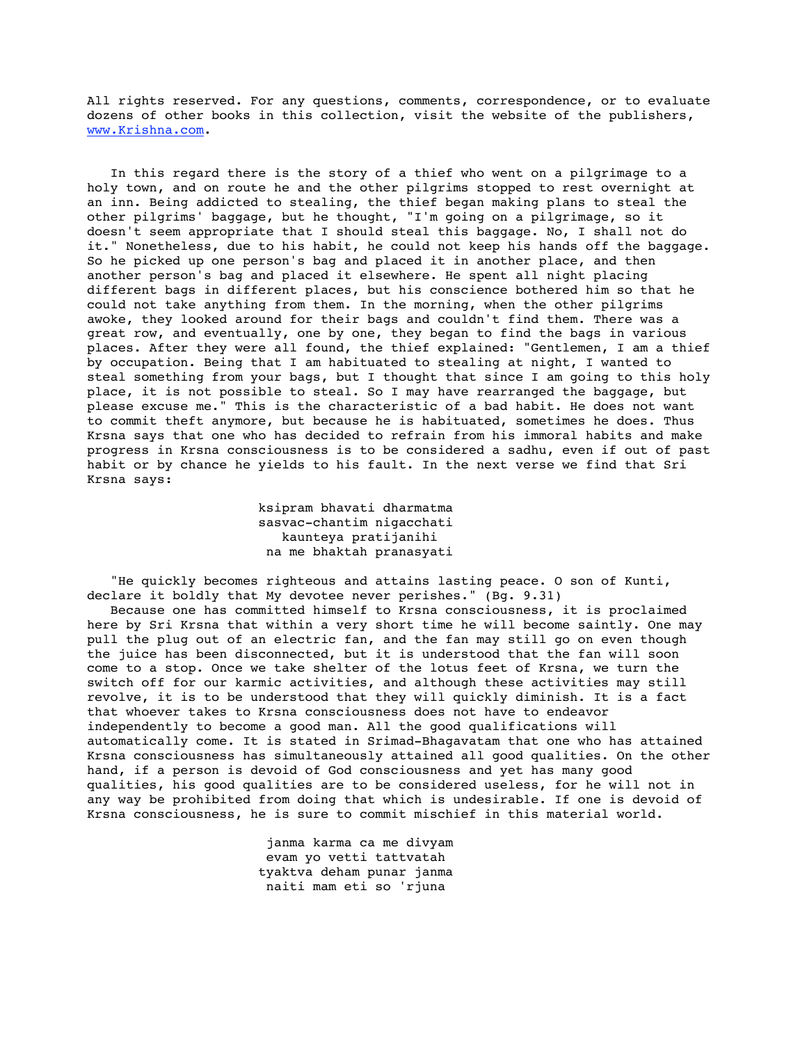All rights reserved. For any questions, comments, correspondence, or to evaluate dozens of other books in this collection, visit the website of the publishers, www.Krishna.com.

In this regard there is the story of a thief who went on a pilgrimage to a holy town, and on route he and the other pilgrims stopped to rest overnight at an inn. Being addicted to stealing, the thief began making plans to steal the other pilgrims' baggage, but he thought, "I'm going on a pilgrimage, so it doesn't seem appropriate that I should steal this baggage. No, I shall not do it." Nonetheless, due to his habit, he could not keep his hands off the baggage. So he picked up one person's bag and placed it in another place, and then another person's bag and placed it elsewhere. He spent all night placing different bags in different places, but his conscience bothered him so that he could not take anything from them. In the morning, when the other pilgrims awoke, they looked around for their bags and couldn't find them. There was a great row, and eventually, one by one, they began to find the bags in various places. After they were all found, the thief explained: "Gentlemen, I am a thief by occupation. Being that I am habituated to stealing at night, I wanted to steal something from your bags, but I thought that since I am going to this holy place, it is not possible to steal. So I may have rearranged the baggage, but please excuse me." This is the characteristic of a bad habit. He does not want to commit theft anymore, but because he is habituated, sometimes he does. Thus Krsna says that one who has decided to refrain from his immoral habits and make progress in Krsna consciousness is to be considered a sadhu, even if out of past habit or by chance he yields to his fault. In the next verse we find that Sri Krsna says:

ksipram bhavati dharmatma
sasvac-chantim nigacchati
kaunteya pratijanihi
na me bhaktah pranasyati

"He quickly becomes righteous and attains lasting peace. O son of Kunti, declare it boldly that My devotee never perishes." (Bg. 9.31)

Because one has committed himself to Krsna consciousness, it is proclaimed here by Sri Krsna that within a very short time he will become saintly. One may pull the plug out of an electric fan, and the fan may still go on even though the juice has been disconnected, but it is understood that the fan will soon come to a stop. Once we take shelter of the lotus feet of Krsna, we turn the switch off for our karmic activities, and although these activities may still revolve, it is to be understood that they will quickly diminish. It is a fact that whoever takes to Krsna consciousness does not have to endeavor independently to become a good man. All the good qualifications will automatically come. It is stated in Srimad-Bhagavatam that one who has attained Krsna consciousness has simultaneously attained all good qualities. On the other hand, if a person is devoid of God consciousness and yet has many good qualities, his good qualities are to be considered useless, for he will not in any way be prohibited from doing that which is undesirable. If one is devoid of Krsna consciousness, he is sure to commit mischief in this material world.

janma karma ca me divyam
evam yo vetti tattvatah
tyaktva deham punar janma
naiti mam eti so 'rjuna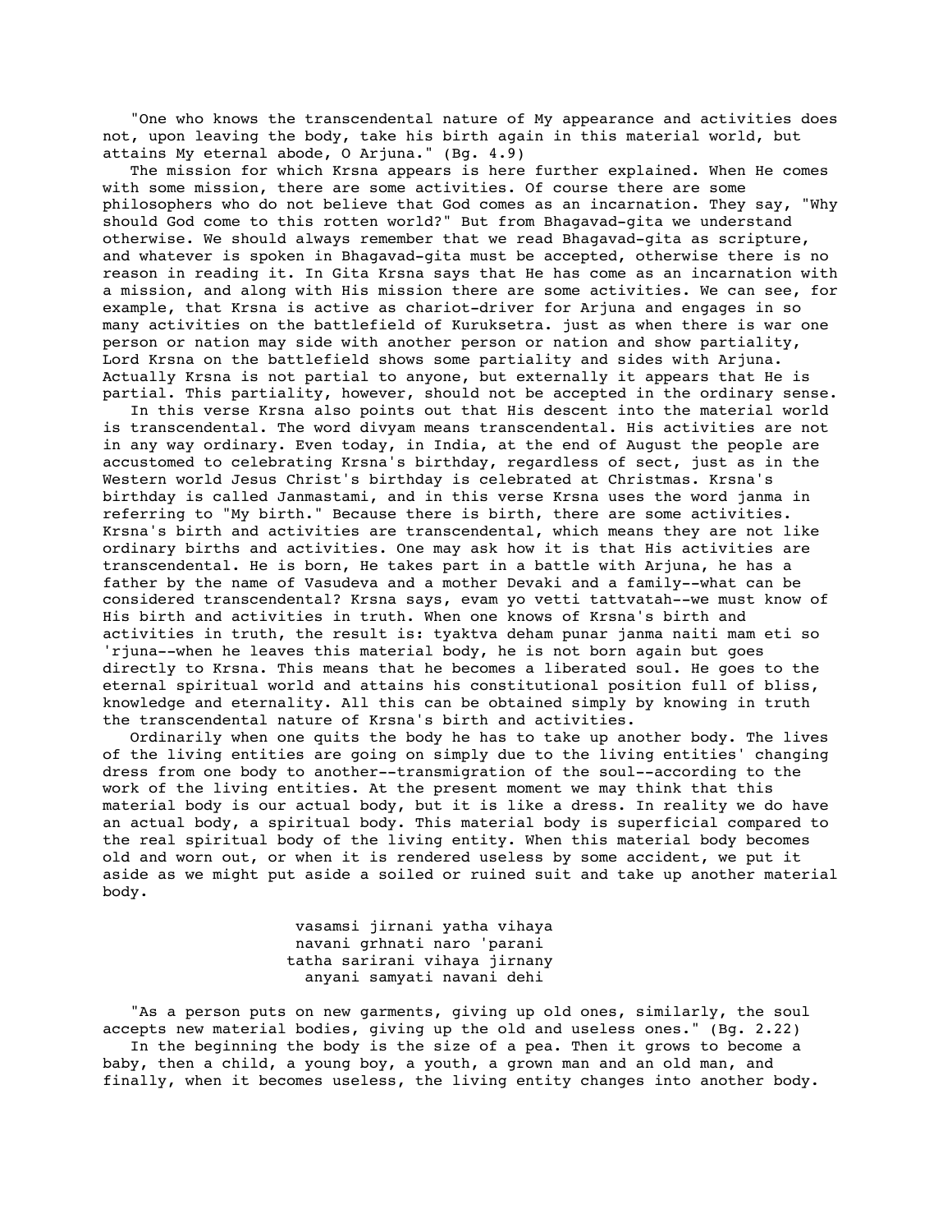"One who knows the transcendental nature of My appearance and activities does not, upon leaving the body, take his birth again in this material world, but attains My eternal abode, O Arjuna." (Bg. 4.9)

The mission for which Krsna appears is here further explained. When He comes with some mission, there are some activities. Of course there are some philosophers who do not believe that God comes as an incarnation. They say, "Why should God come to this rotten world?" But from Bhagavad-gita we understand otherwise. We should always remember that we read Bhagavad-gita as scripture, and whatever is spoken in Bhagavad-gita must be accepted, otherwise there is no reason in reading it. In Gita Krsna says that He has come as an incarnation with a mission, and along with His mission there are some activities. We can see, for example, that Krsna is active as chariot-driver for Arjuna and engages in so many activities on the battlefield of Kuruksetra. just as when there is war one person or nation may side with another person or nation and show partiality, Lord Krsna on the battlefield shows some partiality and sides with Arjuna. Actually Krsna is not partial to anyone, but externally it appears that He is partial. This partiality, however, should not be accepted in the ordinary sense.

In this verse Krsna also points out that His descent into the material world is transcendental. The word divyam means transcendental. His activities are not in any way ordinary. Even today, in India, at the end of August the people are accustomed to celebrating Krsna's birthday, regardless of sect, just as in the Western world Jesus Christ's birthday is celebrated at Christmas. Krsna's birthday is called Janmastami, and in this verse Krsna uses the word janma in referring to "My birth." Because there is birth, there are some activities. Krsna's birth and activities are transcendental, which means they are not like ordinary births and activities. One may ask how it is that His activities are transcendental. He is born, He takes part in a battle with Arjuna, he has a father by the name of Vasudeva and a mother Devaki and a family--what can be considered transcendental? Krsna says, evam yo vetti tattvatah--we must know of His birth and activities in truth. When one knows of Krsna's birth and activities in truth, the result is: tyaktva deham punar janma naiti mam eti so 'rjuna--when he leaves this material body, he is not born again but goes directly to Krsna. This means that he becomes a liberated soul. He goes to the eternal spiritual world and attains his constitutional position full of bliss, knowledge and eternality. All this can be obtained simply by knowing in truth the transcendental nature of Krsna's birth and activities.

Ordinarily when one quits the body he has to take up another body. The lives of the living entities are going on simply due to the living entities' changing dress from one body to another--transmigration of the soul--according to the work of the living entities. At the present moment we may think that this material body is our actual body, but it is like a dress. In reality we do have an actual body, a spiritual body. This material body is superficial compared to the real spiritual body of the living entity. When this material body becomes old and worn out, or when it is rendered useless by some accident, we put it aside as we might put aside a soiled or ruined suit and take up another material body.

> vasamsi jirnani yatha vihaya
> navani grhnati naro 'parani
> tatha sarirani vihaya jirnany
> anyani samyati navani dehi

"As a person puts on new garments, giving up old ones, similarly, the soul accepts new material bodies, giving up the old and useless ones." (Bg. 2.22)

In the beginning the body is the size of a pea. Then it grows to become a baby, then a child, a young boy, a youth, a grown man and an old man, and finally, when it becomes useless, the living entity changes into another body.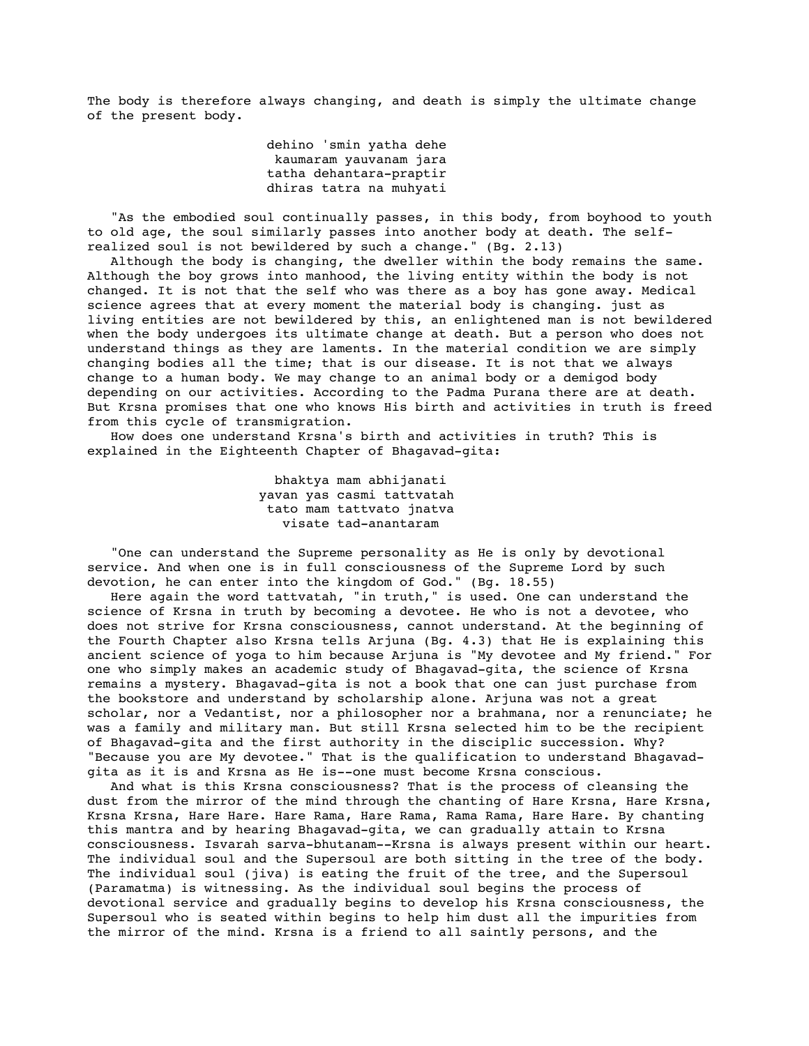The body is therefore always changing, and death is simply the ultimate change of the present body.

> dehino 'smin yatha dehe
> kaumaram yauvanam jara
> tatha dehantara-praptir
> dhiras tatra na muhyati

"As the embodied soul continually passes, in this body, from boyhood to youth to old age, the soul similarly passes into another body at death. The self-realized soul is not bewildered by such a change." (Bg. 2.13)

Although the body is changing, the dweller within the body remains the same. Although the boy grows into manhood, the living entity within the body is not changed. It is not that the self who was there as a boy has gone away. Medical science agrees that at every moment the material body is changing. just as living entities are not bewildered by this, an enlightened man is not bewildered when the body undergoes its ultimate change at death. But a person who does not understand things as they are laments. In the material condition we are simply changing bodies all the time; that is our disease. It is not that we always change to a human body. We may change to an animal body or a demigod body depending on our activities. According to the Padma Purana there are at death. But Krsna promises that one who knows His birth and activities in truth is freed from this cycle of transmigration.

How does one understand Krsna's birth and activities in truth? This is explained in the Eighteenth Chapter of Bhagavad-gita:

> bhaktya mam abhijanati
> yavan yas casmi tattvatah
> tato mam tattvato jnatva
> visate tad-anantaram

"One can understand the Supreme personality as He is only by devotional service. And when one is in full consciousness of the Supreme Lord by such devotion, he can enter into the kingdom of God." (Bg. 18.55)

Here again the word tattvatah, "in truth," is used. One can understand the science of Krsna in truth by becoming a devotee. He who is not a devotee, who does not strive for Krsna consciousness, cannot understand. At the beginning of the Fourth Chapter also Krsna tells Arjuna (Bg. 4.3) that He is explaining this ancient science of yoga to him because Arjuna is "My devotee and My friend." For one who simply makes an academic study of Bhagavad-gita, the science of Krsna remains a mystery. Bhagavad-gita is not a book that one can just purchase from the bookstore and understand by scholarship alone. Arjuna was not a great scholar, nor a Vedantist, nor a philosopher nor a brahmana, nor a renunciate; he was a family and military man. But still Krsna selected him to be the recipient of Bhagavad-gita and the first authority in the disciplic succession. Why? "Because you are My devotee." That is the qualification to understand Bhagavad-gita as it is and Krsna as He is--one must become Krsna conscious.

And what is this Krsna consciousness? That is the process of cleansing the dust from the mirror of the mind through the chanting of Hare Krsna, Hare Krsna, Krsna Krsna, Hare Hare. Hare Rama, Hare Rama, Rama Rama, Hare Hare. By chanting this mantra and by hearing Bhagavad-gita, we can gradually attain to Krsna consciousness. Isvarah sarva-bhutanam--Krsna is always present within our heart. The individual soul and the Supersoul are both sitting in the tree of the body. The individual soul (jiva) is eating the fruit of the tree, and the Supersoul (Paramatma) is witnessing. As the individual soul begins the process of devotional service and gradually begins to develop his Krsna consciousness, the Supersoul who is seated within begins to help him dust all the impurities from the mirror of the mind. Krsna is a friend to all saintly persons, and the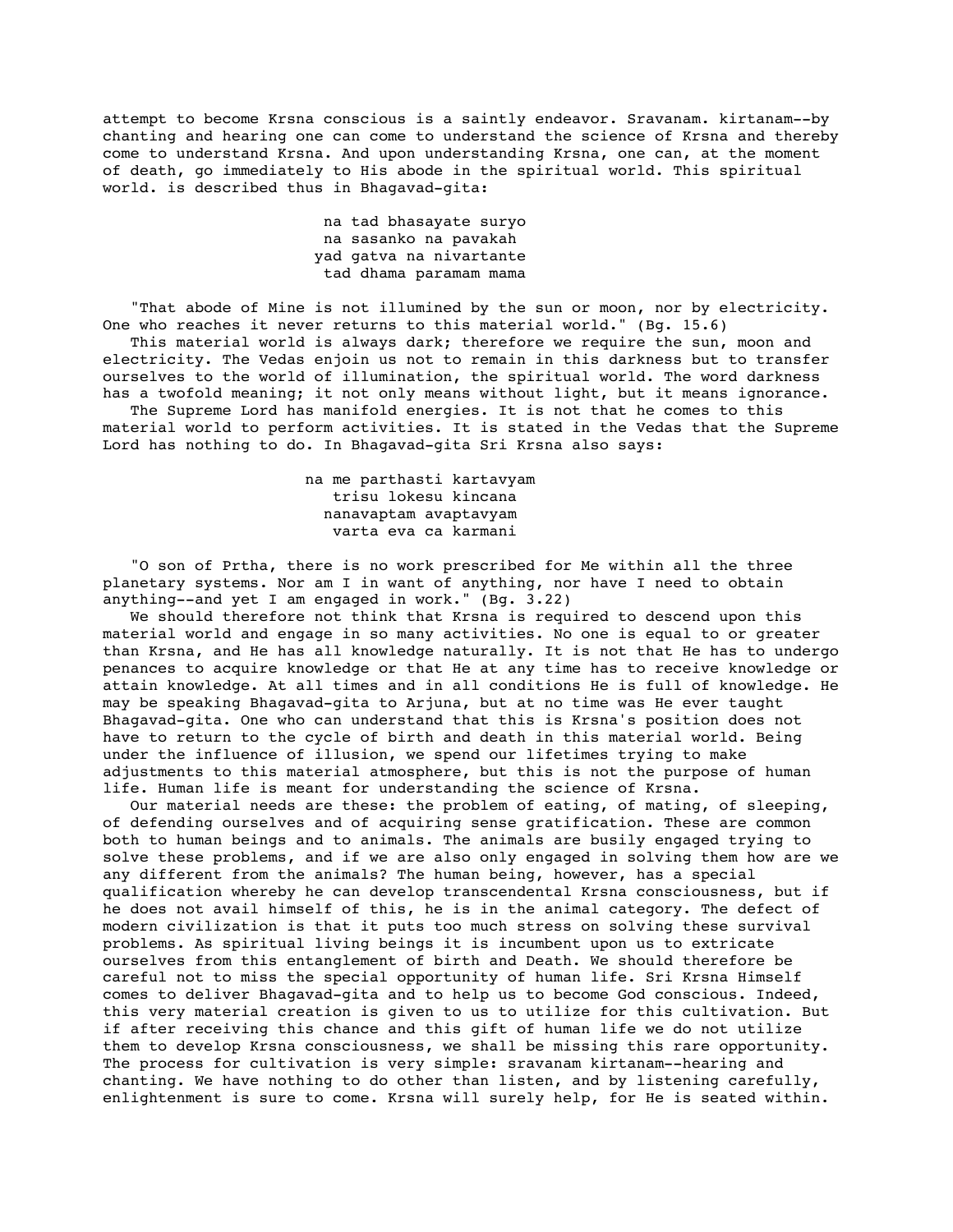attempt to become Krsna conscious is a saintly endeavor. Sravanam. kirtanam--by chanting and hearing one can come to understand the science of Krsna and thereby come to understand Krsna. And upon understanding Krsna, one can, at the moment of death, go immediately to His abode in the spiritual world. This spiritual world. is described thus in Bhagavad-gita:

> na tad bhasayate suryo
> na sasanko na pavakah
> yad gatva na nivartante
> tad dhama paramam mama

"That abode of Mine is not illumined by the sun or moon, nor by electricity. One who reaches it never returns to this material world." (Bg. 15.6)

This material world is always dark; therefore we require the sun, moon and electricity. The Vedas enjoin us not to remain in this darkness but to transfer ourselves to the world of illumination, the spiritual world. The word darkness has a twofold meaning; it not only means without light, but it means ignorance.

The Supreme Lord has manifold energies. It is not that he comes to this material world to perform activities. It is stated in the Vedas that the Supreme Lord has nothing to do. In Bhagavad-gita Sri Krsna also says:

> na me parthasti kartavyam
> trisu lokesu kincana
> nanavaptam avaptavyam
> varta eva ca karmani

"O son of Prtha, there is no work prescribed for Me within all the three planetary systems. Nor am I in want of anything, nor have I need to obtain anything--and yet I am engaged in work." (Bg. 3.22)

We should therefore not think that Krsna is required to descend upon this material world and engage in so many activities. No one is equal to or greater than Krsna, and He has all knowledge naturally. It is not that He has to undergo penances to acquire knowledge or that He at any time has to receive knowledge or attain knowledge. At all times and in all conditions He is full of knowledge. He may be speaking Bhagavad-gita to Arjuna, but at no time was He ever taught Bhagavad-gita. One who can understand that this is Krsna's position does not have to return to the cycle of birth and death in this material world. Being under the influence of illusion, we spend our lifetimes trying to make adjustments to this material atmosphere, but this is not the purpose of human life. Human life is meant for understanding the science of Krsna.

Our material needs are these: the problem of eating, of mating, of sleeping, of defending ourselves and of acquiring sense gratification. These are common both to human beings and to animals. The animals are busily engaged trying to solve these problems, and if we are also only engaged in solving them how are we any different from the animals? The human being, however, has a special qualification whereby he can develop transcendental Krsna consciousness, but if he does not avail himself of this, he is in the animal category. The defect of modern civilization is that it puts too much stress on solving these survival problems. As spiritual living beings it is incumbent upon us to extricate ourselves from this entanglement of birth and Death. We should therefore be careful not to miss the special opportunity of human life. Sri Krsna Himself comes to deliver Bhagavad-gita and to help us to become God conscious. Indeed, this very material creation is given to us to utilize for this cultivation. But if after receiving this chance and this gift of human life we do not utilize them to develop Krsna consciousness, we shall be missing this rare opportunity. The process for cultivation is very simple: sravanam kirtanam--hearing and chanting. We have nothing to do other than listen, and by listening carefully, enlightenment is sure to come. Krsna will surely help, for He is seated within.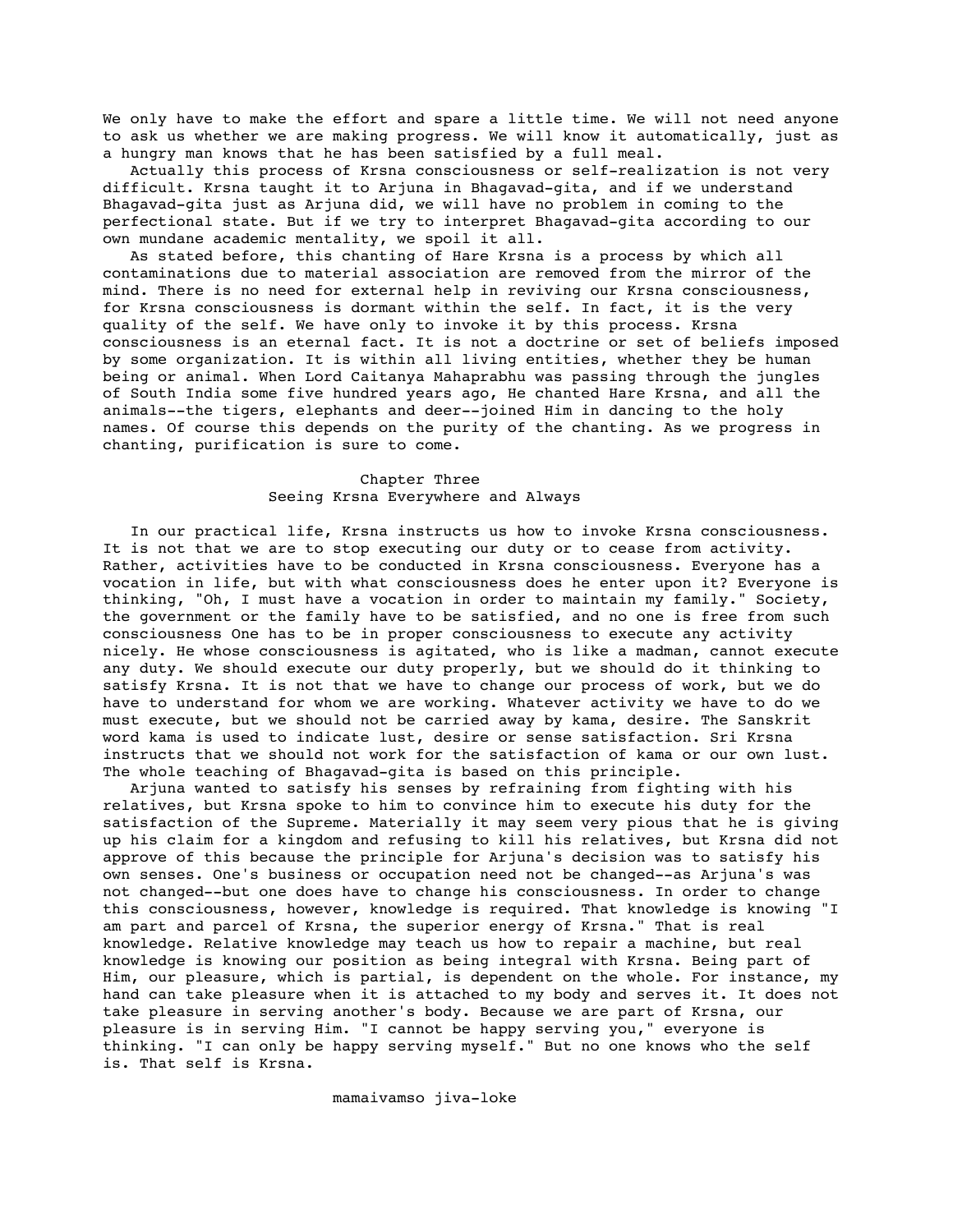We only have to make the effort and spare a little time. We will not need anyone to ask us whether we are making progress. We will know it automatically, just as a hungry man knows that he has been satisfied by a full meal.

Actually this process of Krsna consciousness or self-realization is not very difficult. Krsna taught it to Arjuna in Bhagavad-gita, and if we understand Bhagavad-gita just as Arjuna did, we will have no problem in coming to the perfectional state. But if we try to interpret Bhagavad-gita according to our own mundane academic mentality, we spoil it all.

As stated before, this chanting of Hare Krsna is a process by which all contaminations due to material association are removed from the mirror of the mind. There is no need for external help in reviving our Krsna consciousness, for Krsna consciousness is dormant within the self. In fact, it is the very quality of the self. We have only to invoke it by this process. Krsna consciousness is an eternal fact. It is not a doctrine or set of beliefs imposed by some organization. It is within all living entities, whether they be human being or animal. When Lord Caitanya Mahaprabhu was passing through the jungles of South India some five hundred years ago, He chanted Hare Krsna, and all the animals--the tigers, elephants and deer--joined Him in dancing to the holy names. Of course this depends on the purity of the chanting. As we progress in chanting, purification is sure to come.

## Chapter Three
## Seeing Krsna Everywhere and Always

In our practical life, Krsna instructs us how to invoke Krsna consciousness. It is not that we are to stop executing our duty or to cease from activity. Rather, activities have to be conducted in Krsna consciousness. Everyone has a vocation in life, but with what consciousness does he enter upon it? Everyone is thinking, "Oh, I must have a vocation in order to maintain my family." Society, the government or the family have to be satisfied, and no one is free from such consciousness One has to be in proper consciousness to execute any activity nicely. He whose consciousness is agitated, who is like a madman, cannot execute any duty. We should execute our duty properly, but we should do it thinking to satisfy Krsna. It is not that we have to change our process of work, but we do have to understand for whom we are working. Whatever activity we have to do we must execute, but we should not be carried away by kama, desire. The Sanskrit word kama is used to indicate lust, desire or sense satisfaction. Sri Krsna instructs that we should not work for the satisfaction of kama or our own lust. The whole teaching of Bhagavad-gita is based on this principle.

Arjuna wanted to satisfy his senses by refraining from fighting with his relatives, but Krsna spoke to him to convince him to execute his duty for the satisfaction of the Supreme. Materially it may seem very pious that he is giving up his claim for a kingdom and refusing to kill his relatives, but Krsna did not approve of this because the principle for Arjuna's decision was to satisfy his own senses. One's business or occupation need not be changed--as Arjuna's was not changed--but one does have to change his consciousness. In order to change this consciousness, however, knowledge is required. That knowledge is knowing "I am part and parcel of Krsna, the superior energy of Krsna." That is real knowledge. Relative knowledge may teach us how to repair a machine, but real knowledge is knowing our position as being integral with Krsna. Being part of Him, our pleasure, which is partial, is dependent on the whole. For instance, my hand can take pleasure when it is attached to my body and serves it. It does not take pleasure in serving another's body. Because we are part of Krsna, our pleasure is in serving Him. "I cannot be happy serving you," everyone is thinking. "I can only be happy serving myself." But no one knows who the self is. That self is Krsna.

mamaivamso jiva-loke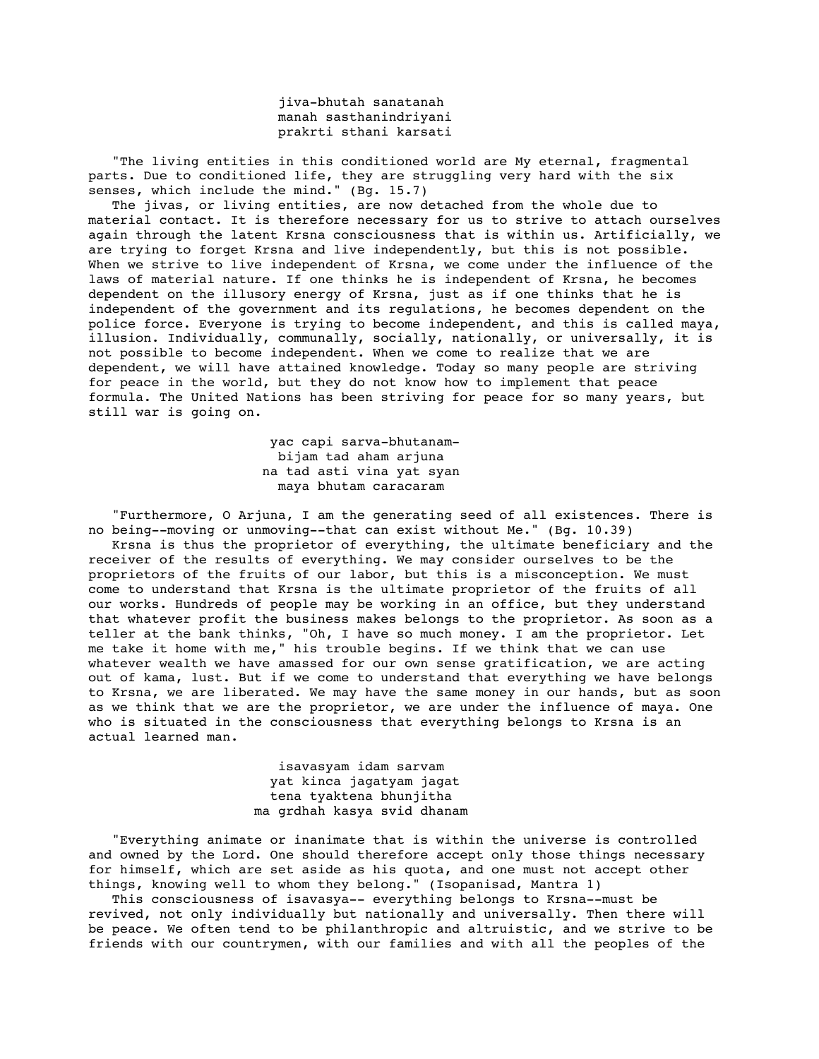jiva-bhutah sanatanah  
manah sasthanindriyani  
prakrti sthani karsati

"The living entities in this conditioned world are My eternal, fragmental parts. Due to conditioned life, they are struggling very hard with the six senses, which include the mind." (Bg. 15.7)

The jivas, or living entities, are now detached from the whole due to material contact. It is therefore necessary for us to strive to attach ourselves again through the latent Krsna consciousness that is within us. Artificially, we are trying to forget Krsna and live independently, but this is not possible. When we strive to live independent of Krsna, we come under the influence of the laws of material nature. If one thinks he is independent of Krsna, he becomes dependent on the illusory energy of Krsna, just as if one thinks that he is independent of the government and its regulations, he becomes dependent on the police force. Everyone is trying to become independent, and this is called maya, illusion. Individually, communally, socially, nationally, or universally, it is not possible to become independent. When we come to realize that we are dependent, we will have attained knowledge. Today so many people are striving for peace in the world, but they do not know how to implement that peace formula. The United Nations has been striving for peace for so many years, but still war is going on.

yac capi sarva-bhutanam-  
bijam tad aham arjuna  
na tad asti vina yat syan  
maya bhutam caracaram

"Furthermore, O Arjuna, I am the generating seed of all existences. There is no being--moving or unmoving--that can exist without Me." (Bg. 10.39)

Krsna is thus the proprietor of everything, the ultimate beneficiary and the receiver of the results of everything. We may consider ourselves to be the proprietors of the fruits of our labor, but this is a misconception. We must come to understand that Krsna is the ultimate proprietor of the fruits of all our works. Hundreds of people may be working in an office, but they understand that whatever profit the business makes belongs to the proprietor. As soon as a teller at the bank thinks, "Oh, I have so much money. I am the proprietor. Let me take it home with me," his trouble begins. If we think that we can use whatever wealth we have amassed for our own sense gratification, we are acting out of kama, lust. But if we come to understand that everything we have belongs to Krsna, we are liberated. We may have the same money in our hands, but as soon as we think that we are the proprietor, we are under the influence of maya. One who is situated in the consciousness that everything belongs to Krsna is an actual learned man.

isavasyam idam sarvam  
yat kinca jagatyam jagat  
tena tyaktena bhunjitha  
ma grdhah kasya svid dhanam

"Everything animate or inanimate that is within the universe is controlled and owned by the Lord. One should therefore accept only those things necessary for himself, which are set aside as his quota, and one must not accept other things, knowing well to whom they belong." (Isopanisad, Mantra 1)

This consciousness of isavasya-- everything belongs to Krsna--must be revived, not only individually but nationally and universally. Then there will be peace. We often tend to be philanthropic and altruistic, and we strive to be friends with our countrymen, with our families and with all the peoples of the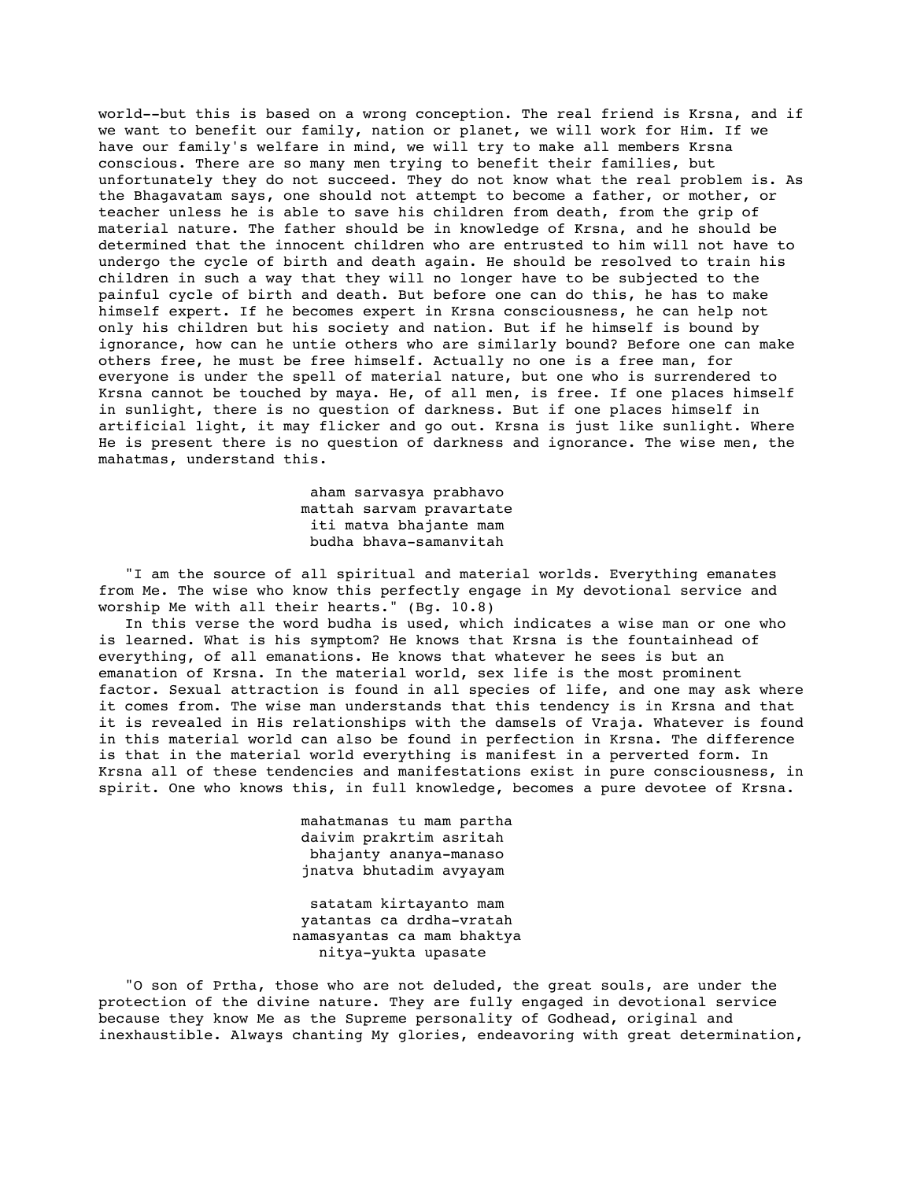world--but this is based on a wrong conception. The real friend is Krsna, and if we want to benefit our family, nation or planet, we will work for Him. If we have our family's welfare in mind, we will try to make all members Krsna conscious. There are so many men trying to benefit their families, but unfortunately they do not succeed. They do not know what the real problem is. As the Bhagavatam says, one should not attempt to become a father, or mother, or teacher unless he is able to save his children from death, from the grip of material nature. The father should be in knowledge of Krsna, and he should be determined that the innocent children who are entrusted to him will not have to undergo the cycle of birth and death again. He should be resolved to train his children in such a way that they will no longer have to be subjected to the painful cycle of birth and death. But before one can do this, he has to make himself expert. If he becomes expert in Krsna consciousness, he can help not only his children but his society and nation. But if he himself is bound by ignorance, how can he untie others who are similarly bound? Before one can make others free, he must be free himself. Actually no one is a free man, for everyone is under the spell of material nature, but one who is surrendered to Krsna cannot be touched by maya. He, of all men, is free. If one places himself in sunlight, there is no question of darkness. But if one places himself in artificial light, it may flicker and go out. Krsna is just like sunlight. Where He is present there is no question of darkness and ignorance. The wise men, the mahatmas, understand this.

> aham sarvasya prabhavo
> mattah sarvam pravartate
> iti matva bhajante mam
> budha bhava-samanvitah

"I am the source of all spiritual and material worlds. Everything emanates from Me. The wise who know this perfectly engage in My devotional service and worship Me with all their hearts." (Bg. 10.8)

In this verse the word budha is used, which indicates a wise man or one who is learned. What is his symptom? He knows that Krsna is the fountainhead of everything, of all emanations. He knows that whatever he sees is but an emanation of Krsna. In the material world, sex life is the most prominent factor. Sexual attraction is found in all species of life, and one may ask where it comes from. The wise man understands that this tendency is in Krsna and that it is revealed in His relationships with the damsels of Vraja. Whatever is found in this material world can also be found in perfection in Krsna. The difference is that in the material world everything is manifest in a perverted form. In Krsna all of these tendencies and manifestations exist in pure consciousness, in spirit. One who knows this, in full knowledge, becomes a pure devotee of Krsna.

> mahatmanas tu mam partha
> daivim prakrtim asritah
> bhajanty ananya-manaso
> jnatva bhutadim avyayam
>
> satatam kirtayanto mam
> yatantas ca drdha-vratah
> namasyantas ca mam bhaktya
> nitya-yukta upasate

"O son of Prtha, those who are not deluded, the great souls, are under the protection of the divine nature. They are fully engaged in devotional service because they know Me as the Supreme personality of Godhead, original and inexhaustible. Always chanting My glories, endeavoring with great determination,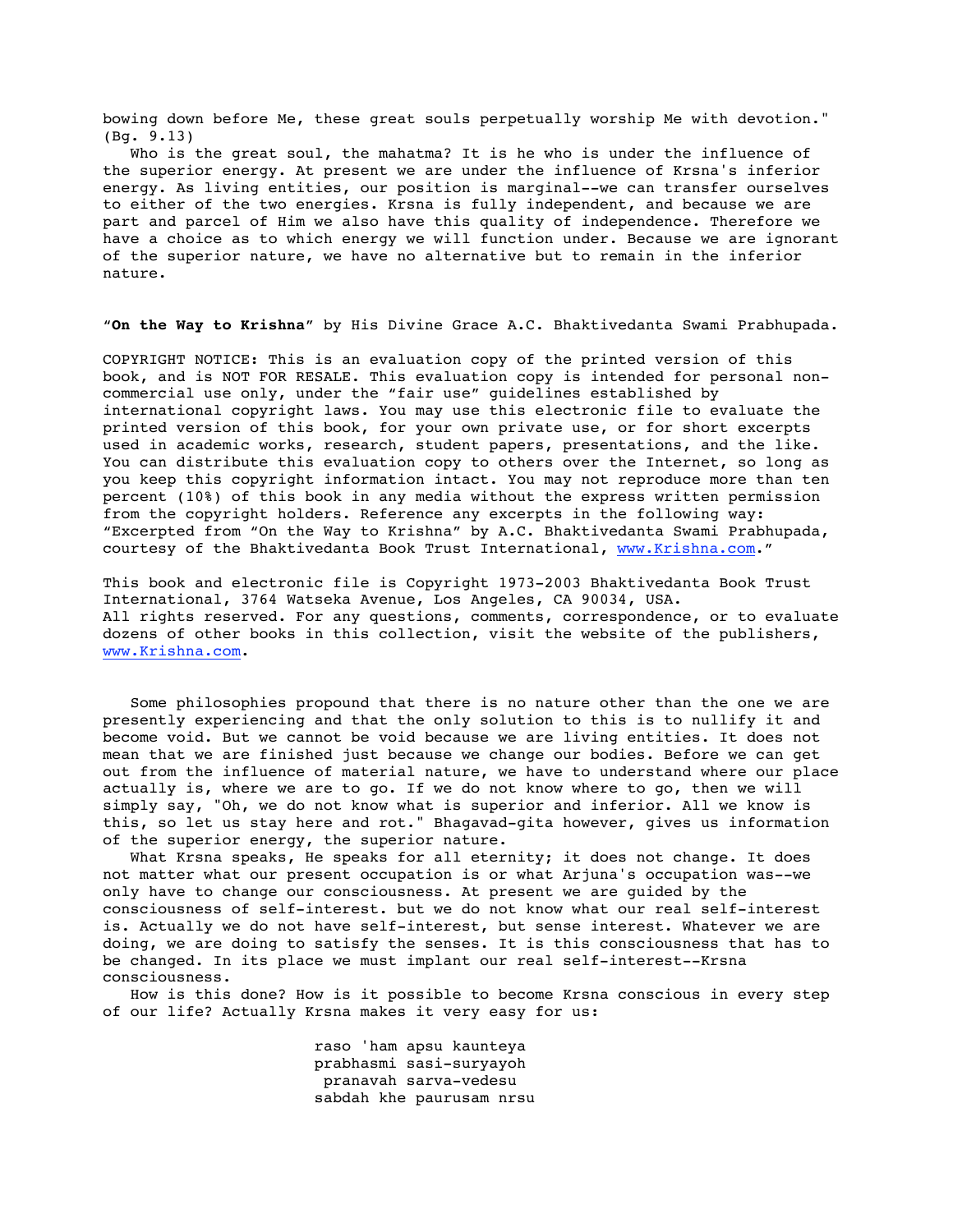bowing down before Me, these great souls perpetually worship Me with devotion." (Bg. 9.13)

Who is the great soul, the mahatma? It is he who is under the influence of the superior energy. At present we are under the influence of Krsna's inferior energy. As living entities, our position is marginal--we can transfer ourselves to either of the two energies. Krsna is fully independent, and because we are part and parcel of Him we also have this quality of independence. Therefore we have a choice as to which energy we will function under. Because we are ignorant of the superior nature, we have no alternative but to remain in the inferior nature.

"**On the Way to Krishna**" by His Divine Grace A.C. Bhaktivedanta Swami Prabhupada.

COPYRIGHT NOTICE: This is an evaluation copy of the printed version of this book, and is NOT FOR RESALE. This evaluation copy is intended for personal non-commercial use only, under the "fair use" guidelines established by international copyright laws. You may use this electronic file to evaluate the printed version of this book, for your own private use, or for short excerpts used in academic works, research, student papers, presentations, and the like. You can distribute this evaluation copy to others over the Internet, so long as you keep this copyright information intact. You may not reproduce more than ten percent (10%) of this book in any media without the express written permission from the copyright holders. Reference any excerpts in the following way: "Excerpted from "On the Way to Krishna" by A.C. Bhaktivedanta Swami Prabhupada, courtesy of the Bhaktivedanta Book Trust International, www.Krishna.com."

This book and electronic file is Copyright 1973-2003 Bhaktivedanta Book Trust International, 3764 Watseka Avenue, Los Angeles, CA 90034, USA. All rights reserved. For any questions, comments, correspondence, or to evaluate dozens of other books in this collection, visit the website of the publishers, www.Krishna.com.

Some philosophies propound that there is no nature other than the one we are presently experiencing and that the only solution to this is to nullify it and become void. But we cannot be void because we are living entities. It does not mean that we are finished just because we change our bodies. Before we can get out from the influence of material nature, we have to understand where our place actually is, where we are to go. If we do not know where to go, then we will simply say, "Oh, we do not know what is superior and inferior. All we know is this, so let us stay here and rot." Bhagavad-gita however, gives us information of the superior energy, the superior nature.

What Krsna speaks, He speaks for all eternity; it does not change. It does not matter what our present occupation is or what Arjuna's occupation was--we only have to change our consciousness. At present we are guided by the consciousness of self-interest. but we do not know what our real self-interest is. Actually we do not have self-interest, but sense interest. Whatever we are doing, we are doing to satisfy the senses. It is this consciousness that has to be changed. In its place we must implant our real self-interest--Krsna consciousness.

How is this done? How is it possible to become Krsna conscious in every step of our life? Actually Krsna makes it very easy for us:

raso 'ham apsu kaunteya
prabhasmi sasi-suryayoh
pranavah sarva-vedesu
sabdah khe paurusam nrsu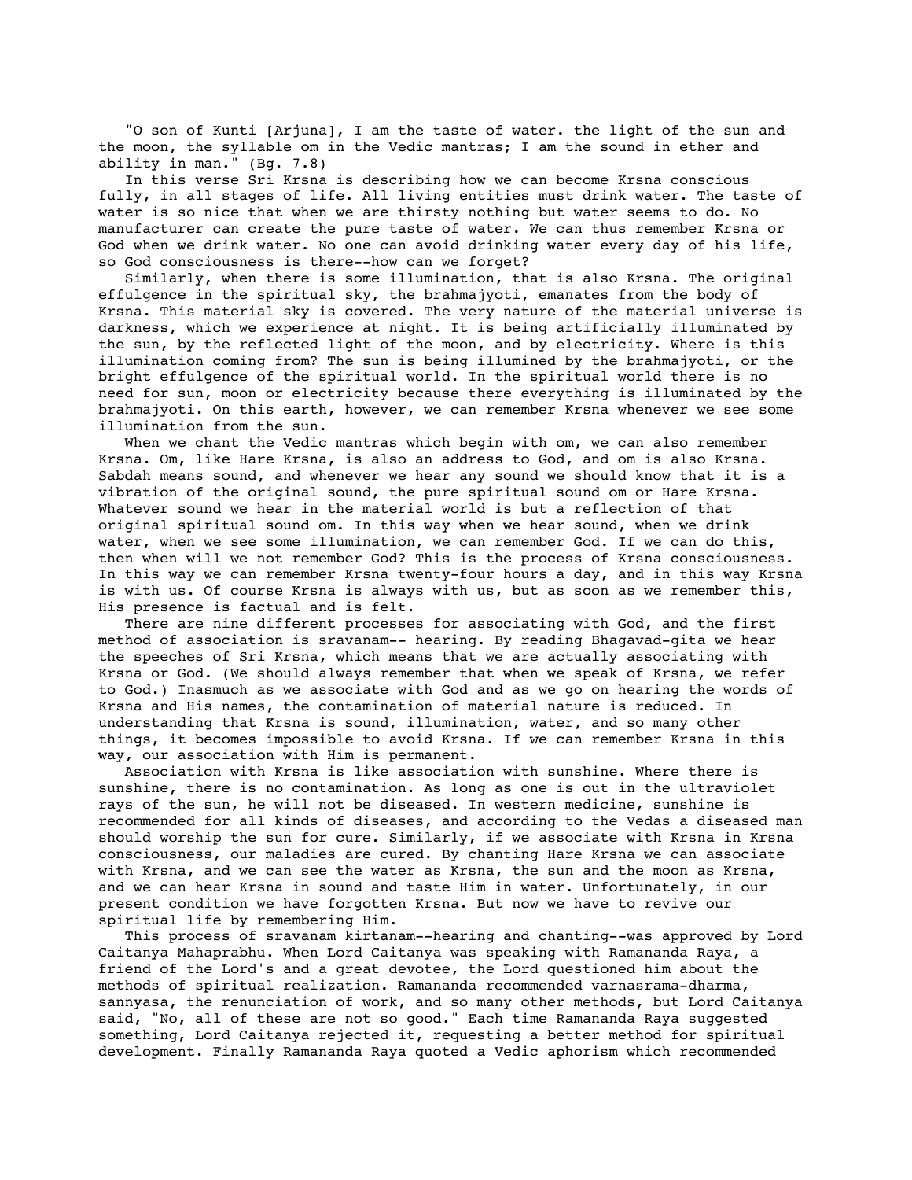"O son of Kunti [Arjuna], I am the taste of water. the light of the sun and the moon, the syllable om in the Vedic mantras; I am the sound in ether and ability in man." (Bg. 7.8)

In this verse Sri Krsna is describing how we can become Krsna conscious fully, in all stages of life. All living entities must drink water. The taste of water is so nice that when we are thirsty nothing but water seems to do. No manufacturer can create the pure taste of water. We can thus remember Krsna or God when we drink water. No one can avoid drinking water every day of his life, so God consciousness is there--how can we forget?

Similarly, when there is some illumination, that is also Krsna. The original effulgence in the spiritual sky, the brahmajyoti, emanates from the body of Krsna. This material sky is covered. The very nature of the material universe is darkness, which we experience at night. It is being artificially illuminated by the sun, by the reflected light of the moon, and by electricity. Where is this illumination coming from? The sun is being illumined by the brahmajyoti, or the bright effulgence of the spiritual world. In the spiritual world there is no need for sun, moon or electricity because there everything is illuminated by the brahmajyoti. On this earth, however, we can remember Krsna whenever we see some illumination from the sun.

When we chant the Vedic mantras which begin with om, we can also remember Krsna. Om, like Hare Krsna, is also an address to God, and om is also Krsna. Sabdah means sound, and whenever we hear any sound we should know that it is a vibration of the original sound, the pure spiritual sound om or Hare Krsna. Whatever sound we hear in the material world is but a reflection of that original spiritual sound om. In this way when we hear sound, when we drink water, when we see some illumination, we can remember God. If we can do this, then when will we not remember God? This is the process of Krsna consciousness. In this way we can remember Krsna twenty-four hours a day, and in this way Krsna is with us. Of course Krsna is always with us, but as soon as we remember this, His presence is factual and is felt.

There are nine different processes for associating with God, and the first method of association is sravanam-- hearing. By reading Bhagavad-gita we hear the speeches of Sri Krsna, which means that we are actually associating with Krsna or God. (We should always remember that when we speak of Krsna, we refer to God.) Inasmuch as we associate with God and as we go on hearing the words of Krsna and His names, the contamination of material nature is reduced. In understanding that Krsna is sound, illumination, water, and so many other things, it becomes impossible to avoid Krsna. If we can remember Krsna in this way, our association with Him is permanent.

Association with Krsna is like association with sunshine. Where there is sunshine, there is no contamination. As long as one is out in the ultraviolet rays of the sun, he will not be diseased. In western medicine, sunshine is recommended for all kinds of diseases, and according to the Vedas a diseased man should worship the sun for cure. Similarly, if we associate with Krsna in Krsna consciousness, our maladies are cured. By chanting Hare Krsna we can associate with Krsna, and we can see the water as Krsna, the sun and the moon as Krsna, and we can hear Krsna in sound and taste Him in water. Unfortunately, in our present condition we have forgotten Krsna. But now we have to revive our spiritual life by remembering Him.

This process of sravanam kirtanam--hearing and chanting--was approved by Lord Caitanya Mahaprabhu. When Lord Caitanya was speaking with Ramananda Raya, a friend of the Lord's and a great devotee, the Lord questioned him about the methods of spiritual realization. Ramananda recommended varnasrama-dharma, sannyasa, the renunciation of work, and so many other methods, but Lord Caitanya said, "No, all of these are not so good." Each time Ramananda Raya suggested something, Lord Caitanya rejected it, requesting a better method for spiritual development. Finally Ramananda Raya quoted a Vedic aphorism which recommended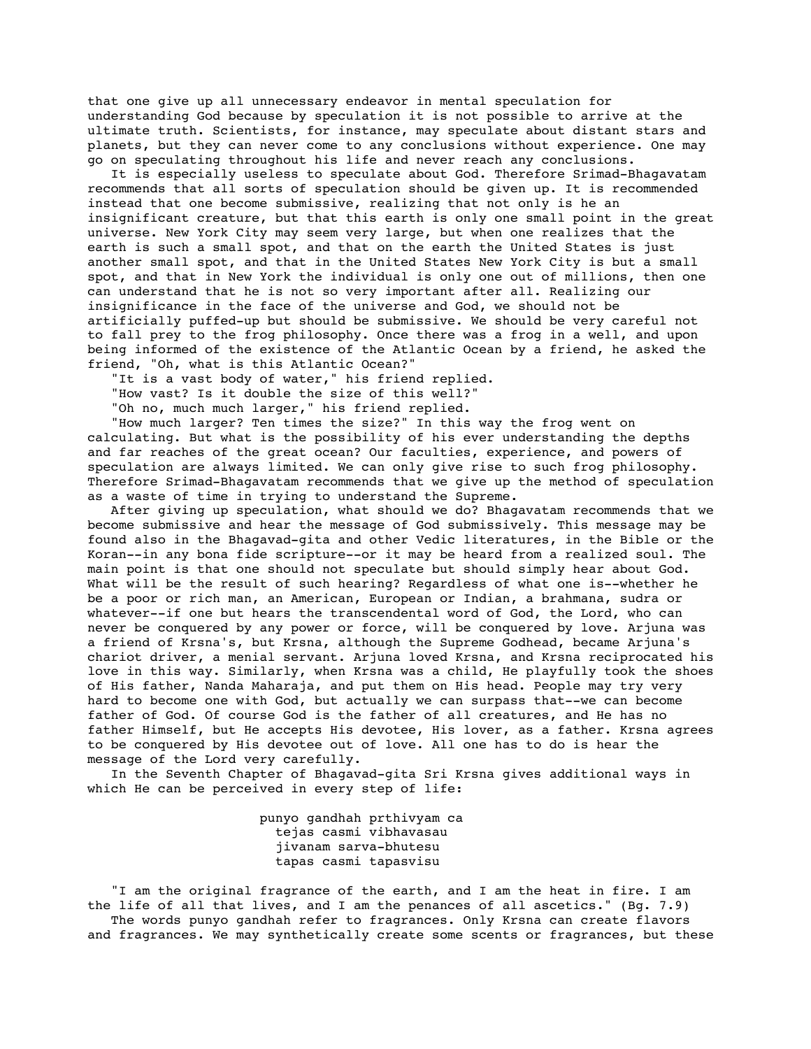that one give up all unnecessary endeavor in mental speculation for understanding God because by speculation it is not possible to arrive at the ultimate truth. Scientists, for instance, may speculate about distant stars and planets, but they can never come to any conclusions without experience. One may go on speculating throughout his life and never reach any conclusions.

It is especially useless to speculate about God. Therefore Srimad-Bhagavatam recommends that all sorts of speculation should be given up. It is recommended instead that one become submissive, realizing that not only is he an insignificant creature, but that this earth is only one small point in the great universe. New York City may seem very large, but when one realizes that the earth is such a small spot, and that on the earth the United States is just another small spot, and that in the United States New York City is but a small spot, and that in New York the individual is only one out of millions, then one can understand that he is not so very important after all. Realizing our insignificance in the face of the universe and God, we should not be artificially puffed-up but should be submissive. We should be very careful not to fall prey to the frog philosophy. Once there was a frog in a well, and upon being informed of the existence of the Atlantic Ocean by a friend, he asked the friend, "Oh, what is this Atlantic Ocean?"

"It is a vast body of water," his friend replied.

"How vast? Is it double the size of this well?"

"Oh no, much much larger," his friend replied.

"How much larger? Ten times the size?" In this way the frog went on calculating. But what is the possibility of his ever understanding the depths and far reaches of the great ocean? Our faculties, experience, and powers of speculation are always limited. We can only give rise to such frog philosophy. Therefore Srimad-Bhagavatam recommends that we give up the method of speculation as a waste of time in trying to understand the Supreme.

After giving up speculation, what should we do? Bhagavatam recommends that we become submissive and hear the message of God submissively. This message may be found also in the Bhagavad-gita and other Vedic literatures, in the Bible or the Koran--in any bona fide scripture--or it may be heard from a realized soul. The main point is that one should not speculate but should simply hear about God. What will be the result of such hearing? Regardless of what one is--whether he be a poor or rich man, an American, European or Indian, a brahmana, sudra or whatever--if one but hears the transcendental word of God, the Lord, who can never be conquered by any power or force, will be conquered by love. Arjuna was a friend of Krsna's, but Krsna, although the Supreme Godhead, became Arjuna's chariot driver, a menial servant. Arjuna loved Krsna, and Krsna reciprocated his love in this way. Similarly, when Krsna was a child, He playfully took the shoes of His father, Nanda Maharaja, and put them on His head. People may try very hard to become one with God, but actually we can surpass that--we can become father of God. Of course God is the father of all creatures, and He has no father Himself, but He accepts His devotee, His lover, as a father. Krsna agrees to be conquered by His devotee out of love. All one has to do is hear the message of the Lord very carefully.

In the Seventh Chapter of Bhagavad-gita Sri Krsna gives additional ways in which He can be perceived in every step of life:

> punyo gandhah prthivyam ca
> tejas casmi vibhavasau
> jivanam sarva-bhutesu
> tapas casmi tapasvisu

"I am the original fragrance of the earth, and I am the heat in fire. I am the life of all that lives, and I am the penances of all ascetics." (Bg. 7.9)

The words punyo gandhah refer to fragrances. Only Krsna can create flavors and fragrances. We may synthetically create some scents or fragrances, but these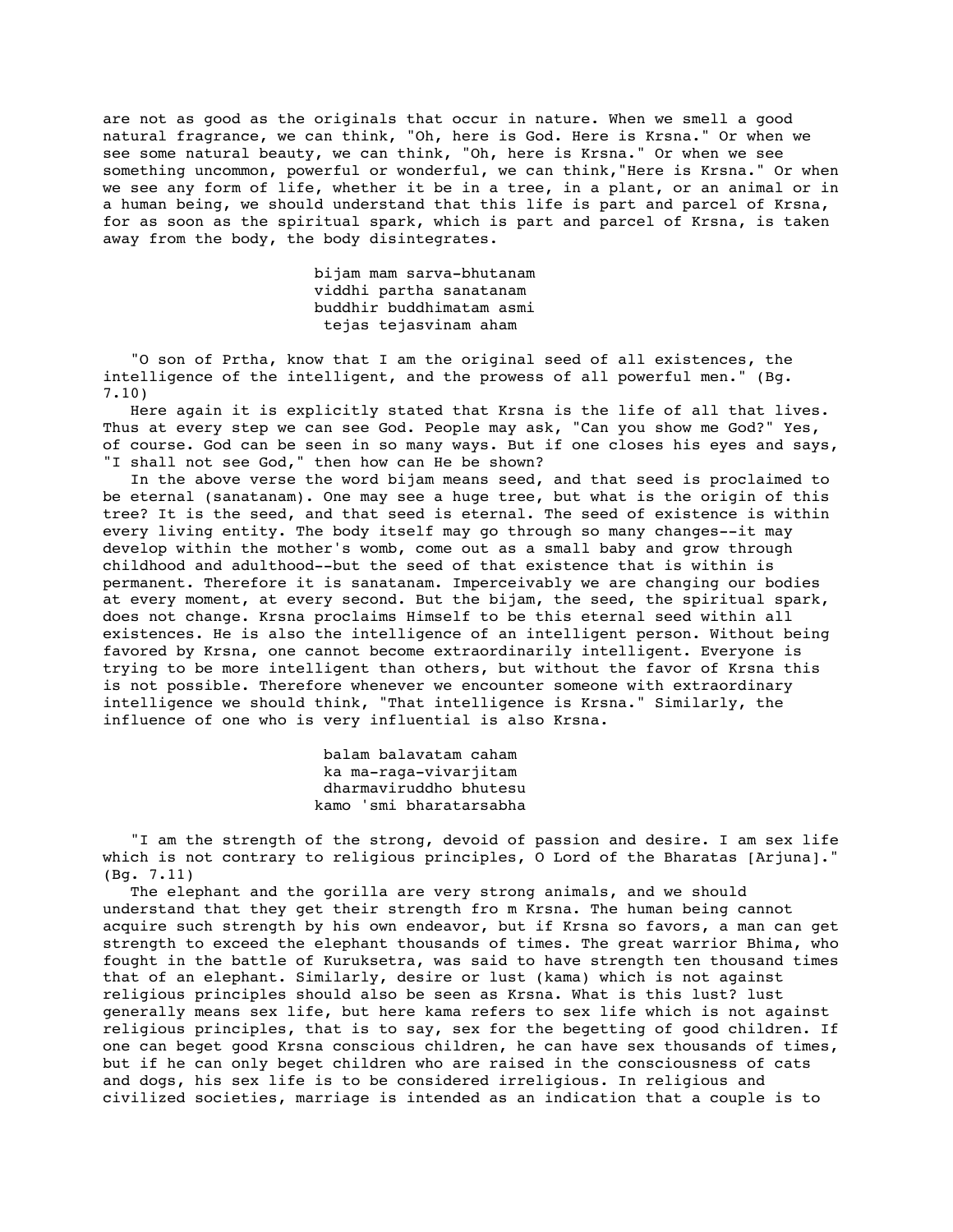are not as good as the originals that occur in nature. When we smell a good natural fragrance, we can think, "Oh, here is God. Here is Krsna." Or when we see some natural beauty, we can think, "Oh, here is Krsna." Or when we see something uncommon, powerful or wonderful, we can think,"Here is Krsna." Or when we see any form of life, whether it be in a tree, in a plant, or an animal or in a human being, we should understand that this life is part and parcel of Krsna, for as soon as the spiritual spark, which is part and parcel of Krsna, is taken away from the body, the body disintegrates.

bijam mam sarva-bhutanam
viddhi partha sanatanam
buddhir buddhimatam asmi
tejas tejasvinam aham

"O son of Prtha, know that I am the original seed of all existences, the intelligence of the intelligent, and the prowess of all powerful men." (Bg. 7.10)

Here again it is explicitly stated that Krsna is the life of all that lives. Thus at every step we can see God. People may ask, "Can you show me God?" Yes, of course. God can be seen in so many ways. But if one closes his eyes and says, "I shall not see God," then how can He be shown?

In the above verse the word bijam means seed, and that seed is proclaimed to be eternal (sanatanam). One may see a huge tree, but what is the origin of this tree? It is the seed, and that seed is eternal. The seed of existence is within every living entity. The body itself may go through so many changes--it may develop within the mother's womb, come out as a small baby and grow through childhood and adulthood--but the seed of that existence that is within is permanent. Therefore it is sanatanam. Imperceivably we are changing our bodies at every moment, at every second. But the bijam, the seed, the spiritual spark, does not change. Krsna proclaims Himself to be this eternal seed within all existences. He is also the intelligence of an intelligent person. Without being favored by Krsna, one cannot become extraordinarily intelligent. Everyone is trying to be more intelligent than others, but without the favor of Krsna this is not possible. Therefore whenever we encounter someone with extraordinary intelligence we should think, "That intelligence is Krsna." Similarly, the influence of one who is very influential is also Krsna.

balam balavatam caham
ka ma-raga-vivarjitam
dharmaviruddho bhutesu
kamo 'smi bharatarsabha

"I am the strength of the strong, devoid of passion and desire. I am sex life which is not contrary to religious principles, O Lord of the Bharatas [Arjuna]." (Bg. 7.11)

The elephant and the gorilla are very strong animals, and we should understand that they get their strength fro m Krsna. The human being cannot acquire such strength by his own endeavor, but if Krsna so favors, a man can get strength to exceed the elephant thousands of times. The great warrior Bhima, who fought in the battle of Kuruksetra, was said to have strength ten thousand times that of an elephant. Similarly, desire or lust (kama) which is not against religious principles should also be seen as Krsna. What is this lust? lust generally means sex life, but here kama refers to sex life which is not against religious principles, that is to say, sex for the begetting of good children. If one can beget good Krsna conscious children, he can have sex thousands of times, but if he can only beget children who are raised in the consciousness of cats and dogs, his sex life is to be considered irreligious. In religious and civilized societies, marriage is intended as an indication that a couple is to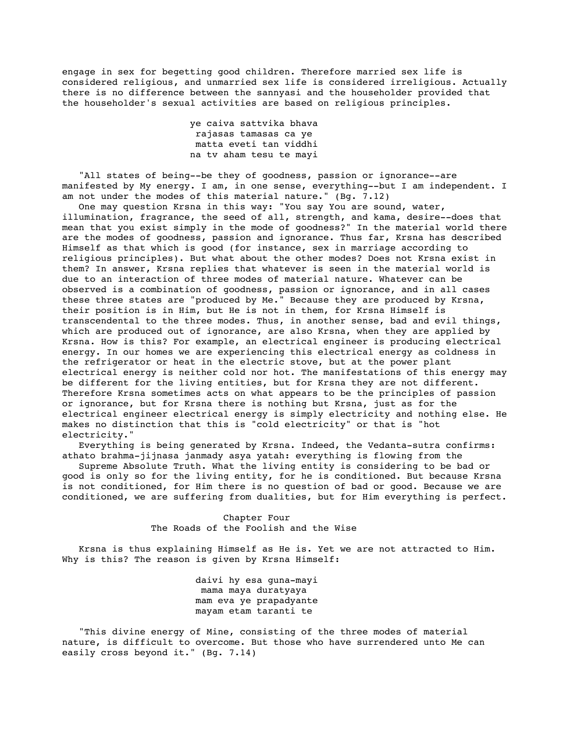engage in sex for begetting good children. Therefore married sex life is considered religious, and unmarried sex life is considered irreligious. Actually there is no difference between the sannyasi and the householder provided that the householder's sexual activities are based on religious principles.

> ye caiva sattvika bhava
> rajasas tamasas ca ye
> matta eveti tan viddhi
> na tv aham tesu te mayi

"All states of being--be they of goodness, passion or ignorance--are manifested by My energy. I am, in one sense, everything--but I am independent. I am not under the modes of this material nature." (Bg. 7.12)

One may question Krsna in this way: "You say You are sound, water, illumination, fragrance, the seed of all, strength, and kama, desire--does that mean that you exist simply in the mode of goodness?" In the material world there are the modes of goodness, passion and ignorance. Thus far, Krsna has described Himself as that which is good (for instance, sex in marriage according to religious principles). But what about the other modes? Does not Krsna exist in them? In answer, Krsna replies that whatever is seen in the material world is due to an interaction of three modes of material nature. Whatever can be observed is a combination of goodness, passion or ignorance, and in all cases these three states are "produced by Me." Because they are produced by Krsna, their position is in Him, but He is not in them, for Krsna Himself is transcendental to the three modes. Thus, in another sense, bad and evil things, which are produced out of ignorance, are also Krsna, when they are applied by Krsna. How is this? For example, an electrical engineer is producing electrical energy. In our homes we are experiencing this electrical energy as coldness in the refrigerator or heat in the electric stove, but at the power plant electrical energy is neither cold nor hot. The manifestations of this energy may be different for the living entities, but for Krsna they are not different. Therefore Krsna sometimes acts on what appears to be the principles of passion or ignorance, but for Krsna there is nothing but Krsna, just as for the electrical engineer electrical energy is simply electricity and nothing else. He makes no distinction that this is "cold electricity" or that is "hot electricity."

Everything is being generated by Krsna. Indeed, the Vedanta-sutra confirms: athato brahma-jijnasa janmady asya yatah: everything is flowing from the Supreme Absolute Truth. What the living entity is considering to be bad or good is only so for the living entity, for he is conditioned. But because Krsna is not conditioned, for Him there is no question of bad or good. Because we are conditioned, we are suffering from dualities, but for Him everything is perfect.

## Chapter Four
## The Roads of the Foolish and the Wise

Krsna is thus explaining Himself as He is. Yet we are not attracted to Him. Why is this? The reason is given by Krsna Himself:

> daivi hy esa guna-mayi
> mama maya duratyaya
> mam eva ye prapadyante
> mayam etam taranti te

"This divine energy of Mine, consisting of the three modes of material nature, is difficult to overcome. But those who have surrendered unto Me can easily cross beyond it." (Bg. 7.14)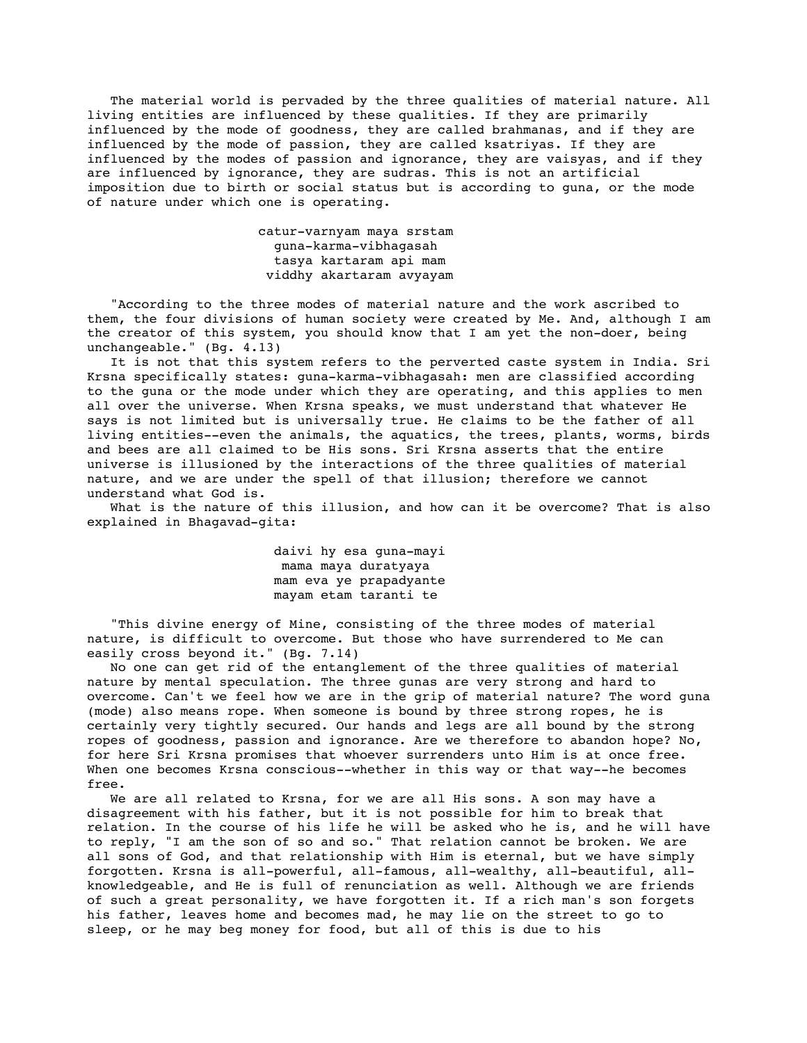The material world is pervaded by the three qualities of material nature. All living entities are influenced by these qualities. If they are primarily influenced by the mode of goodness, they are called brahmanas, and if they are influenced by the mode of passion, they are called ksatriyas. If they are influenced by the modes of passion and ignorance, they are vaisyas, and if they are influenced by ignorance, they are sudras. This is not an artificial imposition due to birth or social status but is according to guna, or the mode of nature under which one is operating.

> catur-varnyam maya srstam
> guna-karma-vibhagasah
> tasya kartaram api mam
> viddhy akartaram avyayam

"According to the three modes of material nature and the work ascribed to them, the four divisions of human society were created by Me. And, although I am the creator of this system, you should know that I am yet the non-doer, being unchangeable." (Bg. 4.13)

It is not that this system refers to the perverted caste system in India. Sri Krsna specifically states: guna-karma-vibhagasah: men are classified according to the guna or the mode under which they are operating, and this applies to men all over the universe. When Krsna speaks, we must understand that whatever He says is not limited but is universally true. He claims to be the father of all living entities--even the animals, the aquatics, the trees, plants, worms, birds and bees are all claimed to be His sons. Sri Krsna asserts that the entire universe is illusioned by the interactions of the three qualities of material nature, and we are under the spell of that illusion; therefore we cannot understand what God is.

What is the nature of this illusion, and how can it be overcome? That is also explained in Bhagavad-gita:

> daivi hy esa guna-mayi
> mama maya duratyaya
> mam eva ye prapadyante
> mayam etam taranti te

"This divine energy of Mine, consisting of the three modes of material nature, is difficult to overcome. But those who have surrendered to Me can easily cross beyond it." (Bg. 7.14)

No one can get rid of the entanglement of the three qualities of material nature by mental speculation. The three gunas are very strong and hard to overcome. Can't we feel how we are in the grip of material nature? The word guna (mode) also means rope. When someone is bound by three strong ropes, he is certainly very tightly secured. Our hands and legs are all bound by the strong ropes of goodness, passion and ignorance. Are we therefore to abandon hope? No, for here Sri Krsna promises that whoever surrenders unto Him is at once free. When one becomes Krsna conscious--whether in this way or that way--he becomes free.

We are all related to Krsna, for we are all His sons. A son may have a disagreement with his father, but it is not possible for him to break that relation. In the course of his life he will be asked who he is, and he will have to reply, "I am the son of so and so." That relation cannot be broken. We are all sons of God, and that relationship with Him is eternal, but we have simply forgotten. Krsna is all-powerful, all-famous, all-wealthy, all-beautiful, all-knowledgeable, and He is full of renunciation as well. Although we are friends of such a great personality, we have forgotten it. If a rich man's son forgets his father, leaves home and becomes mad, he may lie on the street to go to sleep, or he may beg money for food, but all of this is due to his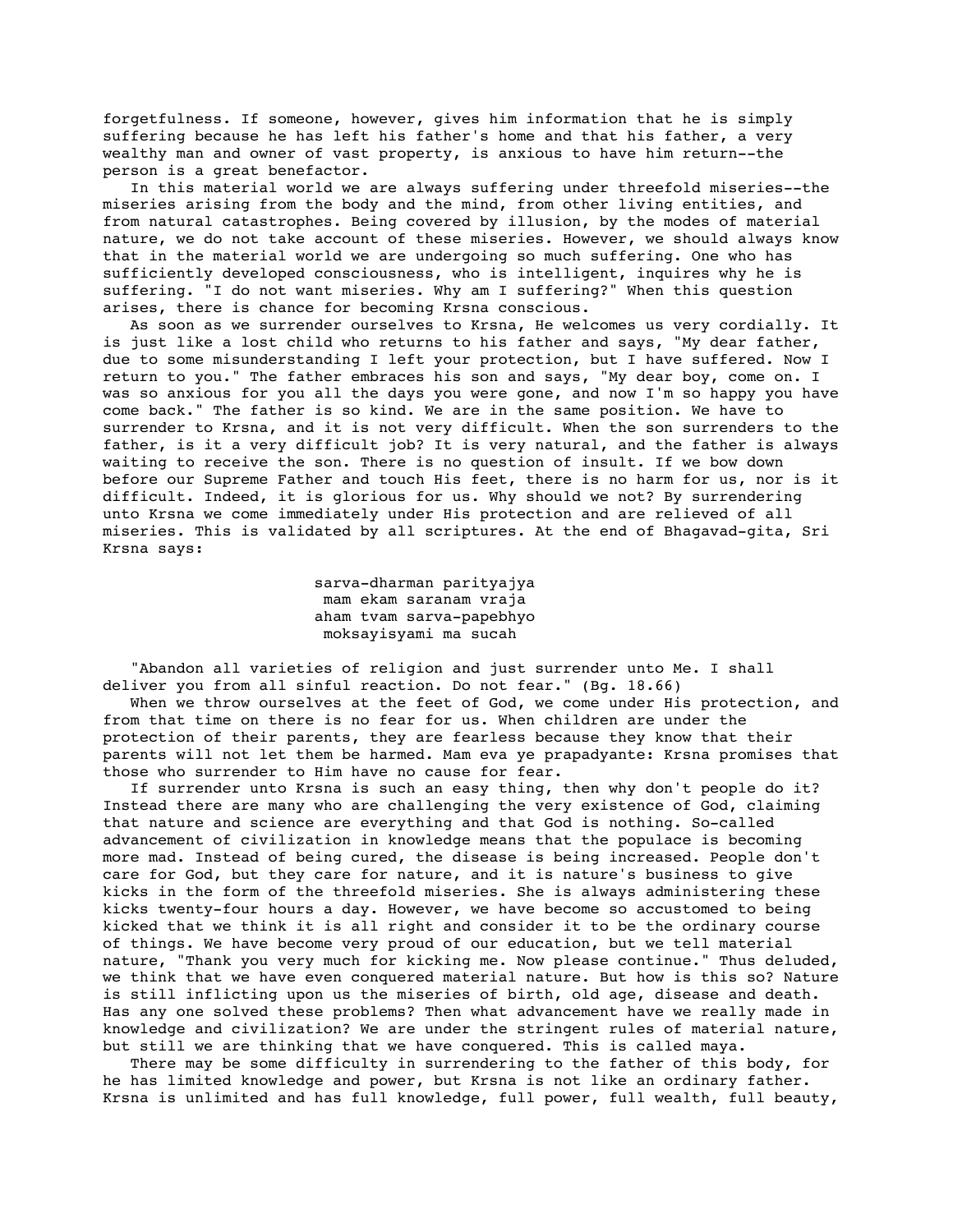forgetfulness. If someone, however, gives him information that he is simply suffering because he has left his father's home and that his father, a very wealthy man and owner of vast property, is anxious to have him return--the person is a great benefactor.

In this material world we are always suffering under threefold miseries--the miseries arising from the body and the mind, from other living entities, and from natural catastrophes. Being covered by illusion, by the modes of material nature, we do not take account of these miseries. However, we should always know that in the material world we are undergoing so much suffering. One who has sufficiently developed consciousness, who is intelligent, inquires why he is suffering. "I do not want miseries. Why am I suffering?" When this question arises, there is chance for becoming Krsna conscious.

As soon as we surrender ourselves to Krsna, He welcomes us very cordially. It is just like a lost child who returns to his father and says, "My dear father, due to some misunderstanding I left your protection, but I have suffered. Now I return to you." The father embraces his son and says, "My dear boy, come on. I was so anxious for you all the days you were gone, and now I'm so happy you have come back." The father is so kind. We are in the same position. We have to surrender to Krsna, and it is not very difficult. When the son surrenders to the father, is it a very difficult job? It is very natural, and the father is always waiting to receive the son. There is no question of insult. If we bow down before our Supreme Father and touch His feet, there is no harm for us, nor is it difficult. Indeed, it is glorious for us. Why should we not? By surrendering unto Krsna we come immediately under His protection and are relieved of all miseries. This is validated by all scriptures. At the end of Bhagavad-gita, Sri Krsna says:

> sarva-dharman parityajya
> mam ekam saranam vraja
> aham tvam sarva-papebhyo
> moksayisyami ma sucah

"Abandon all varieties of religion and just surrender unto Me. I shall deliver you from all sinful reaction. Do not fear." (Bg. 18.66)

When we throw ourselves at the feet of God, we come under His protection, and from that time on there is no fear for us. When children are under the protection of their parents, they are fearless because they know that their parents will not let them be harmed. Mam eva ye prapadyante: Krsna promises that those who surrender to Him have no cause for fear.

If surrender unto Krsna is such an easy thing, then why don't people do it? Instead there are many who are challenging the very existence of God, claiming that nature and science are everything and that God is nothing. So-called advancement of civilization in knowledge means that the populace is becoming more mad. Instead of being cured, the disease is being increased. People don't care for God, but they care for nature, and it is nature's business to give kicks in the form of the threefold miseries. She is always administering these kicks twenty-four hours a day. However, we have become so accustomed to being kicked that we think it is all right and consider it to be the ordinary course of things. We have become very proud of our education, but we tell material nature, "Thank you very much for kicking me. Now please continue." Thus deluded, we think that we have even conquered material nature. But how is this so? Nature is still inflicting upon us the miseries of birth, old age, disease and death. Has any one solved these problems? Then what advancement have we really made in knowledge and civilization? We are under the stringent rules of material nature, but still we are thinking that we have conquered. This is called maya.

There may be some difficulty in surrendering to the father of this body, for he has limited knowledge and power, but Krsna is not like an ordinary father. Krsna is unlimited and has full knowledge, full power, full wealth, full beauty,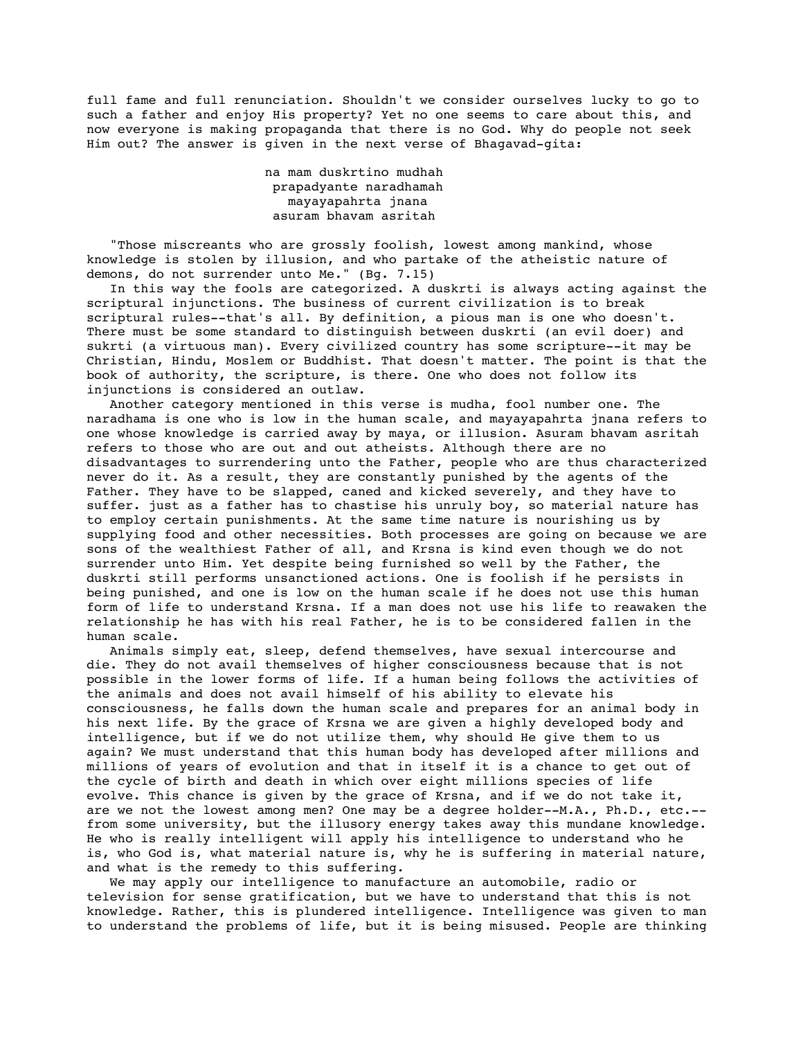full fame and full renunciation. Shouldn't we consider ourselves lucky to go to such a father and enjoy His property? Yet no one seems to care about this, and now everyone is making propaganda that there is no God. Why do people not seek Him out? The answer is given in the next verse of Bhagavad-gita:

> na mam duskrtino mudhah
> prapadyante naradhamah
> mayayapahrta jnana
> asuram bhavam asritah

"Those miscreants who are grossly foolish, lowest among mankind, whose knowledge is stolen by illusion, and who partake of the atheistic nature of demons, do not surrender unto Me." (Bg. 7.15)

In this way the fools are categorized. A duskrti is always acting against the scriptural injunctions. The business of current civilization is to break scriptural rules--that's all. By definition, a pious man is one who doesn't. There must be some standard to distinguish between duskrti (an evil doer) and sukrti (a virtuous man). Every civilized country has some scripture--it may be Christian, Hindu, Moslem or Buddhist. That doesn't matter. The point is that the book of authority, the scripture, is there. One who does not follow its injunctions is considered an outlaw.

Another category mentioned in this verse is mudha, fool number one. The naradhama is one who is low in the human scale, and mayayapahrta jnana refers to one whose knowledge is carried away by maya, or illusion. Asuram bhavam asritah refers to those who are out and out atheists. Although there are no disadvantages to surrendering unto the Father, people who are thus characterized never do it. As a result, they are constantly punished by the agents of the Father. They have to be slapped, caned and kicked severely, and they have to suffer. just as a father has to chastise his unruly boy, so material nature has to employ certain punishments. At the same time nature is nourishing us by supplying food and other necessities. Both processes are going on because we are sons of the wealthiest Father of all, and Krsna is kind even though we do not surrender unto Him. Yet despite being furnished so well by the Father, the duskrti still performs unsanctioned actions. One is foolish if he persists in being punished, and one is low on the human scale if he does not use this human form of life to understand Krsna. If a man does not use his life to reawaken the relationship he has with his real Father, he is to be considered fallen in the human scale.

Animals simply eat, sleep, defend themselves, have sexual intercourse and die. They do not avail themselves of higher consciousness because that is not possible in the lower forms of life. If a human being follows the activities of the animals and does not avail himself of his ability to elevate his consciousness, he falls down the human scale and prepares for an animal body in his next life. By the grace of Krsna we are given a highly developed body and intelligence, but if we do not utilize them, why should He give them to us again? We must understand that this human body has developed after millions and millions of years of evolution and that in itself it is a chance to get out of the cycle of birth and death in which over eight millions species of life evolve. This chance is given by the grace of Krsna, and if we do not take it, are we not the lowest among men? One may be a degree holder--M.A., Ph.D., etc.--from some university, but the illusory energy takes away this mundane knowledge. He who is really intelligent will apply his intelligence to understand who he is, who God is, what material nature is, why he is suffering in material nature, and what is the remedy to this suffering.

We may apply our intelligence to manufacture an automobile, radio or television for sense gratification, but we have to understand that this is not knowledge. Rather, this is plundered intelligence. Intelligence was given to man to understand the problems of life, but it is being misused. People are thinking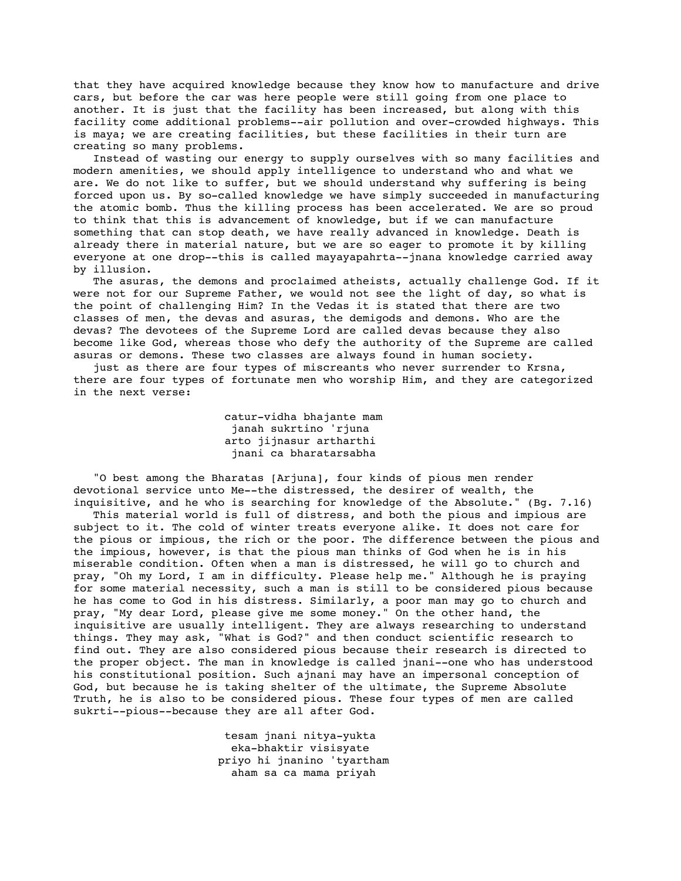that they have acquired knowledge because they know how to manufacture and drive cars, but before the car was here people were still going from one place to another. It is just that the facility has been increased, but along with this facility come additional problems--air pollution and over-crowded highways. This is maya; we are creating facilities, but these facilities in their turn are creating so many problems.

Instead of wasting our energy to supply ourselves with so many facilities and modern amenities, we should apply intelligence to understand who and what we are. We do not like to suffer, but we should understand why suffering is being forced upon us. By so-called knowledge we have simply succeeded in manufacturing the atomic bomb. Thus the killing process has been accelerated. We are so proud to think that this is advancement of knowledge, but if we can manufacture something that can stop death, we have really advanced in knowledge. Death is already there in material nature, but we are so eager to promote it by killing everyone at one drop--this is called mayayapahrta--jnana knowledge carried away by illusion.

The asuras, the demons and proclaimed atheists, actually challenge God. If it were not for our Supreme Father, we would not see the light of day, so what is the point of challenging Him? In the Vedas it is stated that there are two classes of men, the devas and asuras, the demigods and demons. Who are the devas? The devotees of the Supreme Lord are called devas because they also become like God, whereas those who defy the authority of the Supreme are called asuras or demons. These two classes are always found in human society.

just as there are four types of miscreants who never surrender to Krsna, there are four types of fortunate men who worship Him, and they are categorized in the next verse:

catur-vidha bhajante mam
janah sukrtino 'rjuna
arto jijnasur artharthi
jnani ca bharatarsabha

"O best among the Bharatas [Arjuna], four kinds of pious men render devotional service unto Me--the distressed, the desirer of wealth, the inquisitive, and he who is searching for knowledge of the Absolute." (Bg. 7.16)

This material world is full of distress, and both the pious and impious are subject to it. The cold of winter treats everyone alike. It does not care for the pious or impious, the rich or the poor. The difference between the pious and the impious, however, is that the pious man thinks of God when he is in his miserable condition. Often when a man is distressed, he will go to church and pray, "Oh my Lord, I am in difficulty. Please help me." Although he is praying for some material necessity, such a man is still to be considered pious because he has come to God in his distress. Similarly, a poor man may go to church and pray, "My dear Lord, please give me some money." On the other hand, the inquisitive are usually intelligent. They are always researching to understand things. They may ask, "What is God?" and then conduct scientific research to find out. They are also considered pious because their research is directed to the proper object. The man in knowledge is called jnani--one who has understood his constitutional position. Such ajnani may have an impersonal conception of God, but because he is taking shelter of the ultimate, the Supreme Absolute Truth, he is also to be considered pious. These four types of men are called sukrti--pious--because they are all after God.

tesam jnani nitya-yukta
eka-bhaktir visisyate
priyo hi jnanino 'tyartham
aham sa ca mama priyah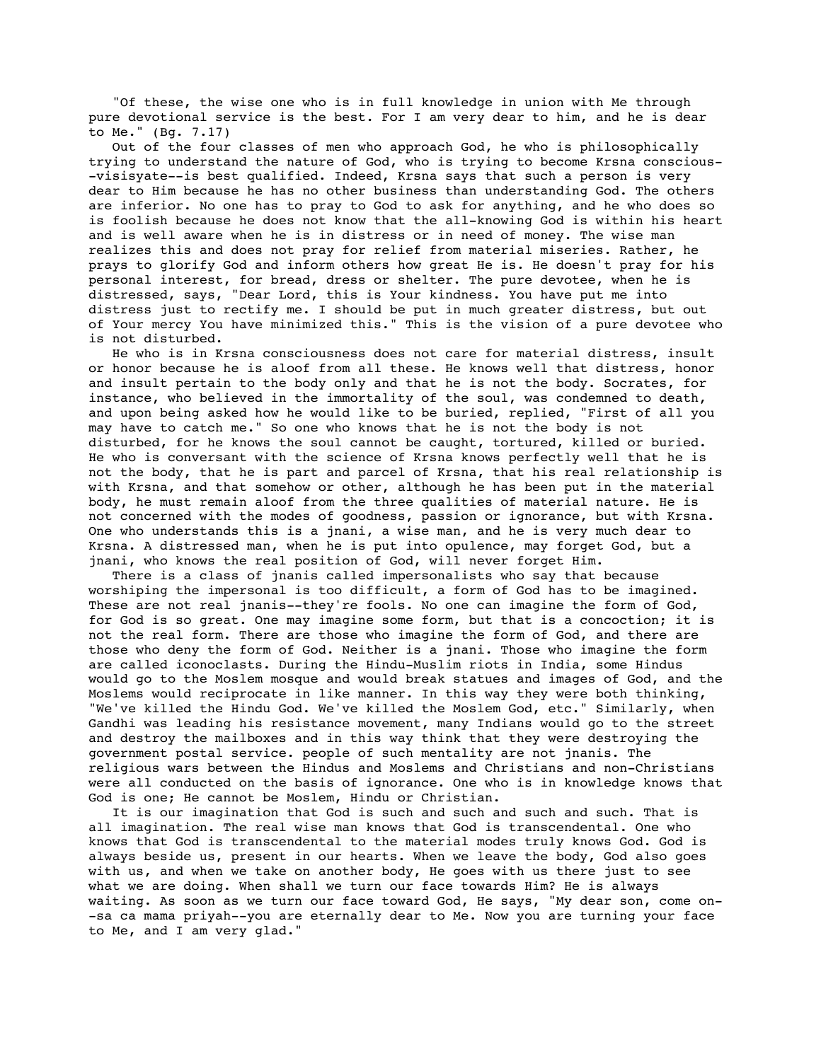"Of these, the wise one who is in full knowledge in union with Me through pure devotional service is the best. For I am very dear to him, and he is dear to Me." (Bg. 7.17)

Out of the four classes of men who approach God, he who is philosophically trying to understand the nature of God, who is trying to become Krsna conscious--visisyate--is best qualified. Indeed, Krsna says that such a person is very dear to Him because he has no other business than understanding God. The others are inferior. No one has to pray to God to ask for anything, and he who does so is foolish because he does not know that the all-knowing God is within his heart and is well aware when he is in distress or in need of money. The wise man realizes this and does not pray for relief from material miseries. Rather, he prays to glorify God and inform others how great He is. He doesn't pray for his personal interest, for bread, dress or shelter. The pure devotee, when he is distressed, says, "Dear Lord, this is Your kindness. You have put me into distress just to rectify me. I should be put in much greater distress, but out of Your mercy You have minimized this." This is the vision of a pure devotee who is not disturbed.

He who is in Krsna consciousness does not care for material distress, insult or honor because he is aloof from all these. He knows well that distress, honor and insult pertain to the body only and that he is not the body. Socrates, for instance, who believed in the immortality of the soul, was condemned to death, and upon being asked how he would like to be buried, replied, "First of all you may have to catch me." So one who knows that he is not the body is not disturbed, for he knows the soul cannot be caught, tortured, killed or buried. He who is conversant with the science of Krsna knows perfectly well that he is not the body, that he is part and parcel of Krsna, that his real relationship is with Krsna, and that somehow or other, although he has been put in the material body, he must remain aloof from the three qualities of material nature. He is not concerned with the modes of goodness, passion or ignorance, but with Krsna. One who understands this is a jnani, a wise man, and he is very much dear to Krsna. A distressed man, when he is put into opulence, may forget God, but a jnani, who knows the real position of God, will never forget Him.

There is a class of jnanis called impersonalists who say that because worshiping the impersonal is too difficult, a form of God has to be imagined. These are not real jnanis--they're fools. No one can imagine the form of God, for God is so great. One may imagine some form, but that is a concoction; it is not the real form. There are those who imagine the form of God, and there are those who deny the form of God. Neither is a jnani. Those who imagine the form are called iconoclasts. During the Hindu-Muslim riots in India, some Hindus would go to the Moslem mosque and would break statues and images of God, and the Moslems would reciprocate in like manner. In this way they were both thinking, "We've killed the Hindu God. We've killed the Moslem God, etc." Similarly, when Gandhi was leading his resistance movement, many Indians would go to the street and destroy the mailboxes and in this way think that they were destroying the government postal service. people of such mentality are not jnanis. The religious wars between the Hindus and Moslems and Christians and non-Christians were all conducted on the basis of ignorance. One who is in knowledge knows that God is one; He cannot be Moslem, Hindu or Christian.

It is our imagination that God is such and such and such and such. That is all imagination. The real wise man knows that God is transcendental. One who knows that God is transcendental to the material modes truly knows God. God is always beside us, present in our hearts. When we leave the body, God also goes with us, and when we take on another body, He goes with us there just to see what we are doing. When shall we turn our face towards Him? He is always waiting. As soon as we turn our face toward God, He says, "My dear son, come on--sa ca mama priyah--you are eternally dear to Me. Now you are turning your face to Me, and I am very glad."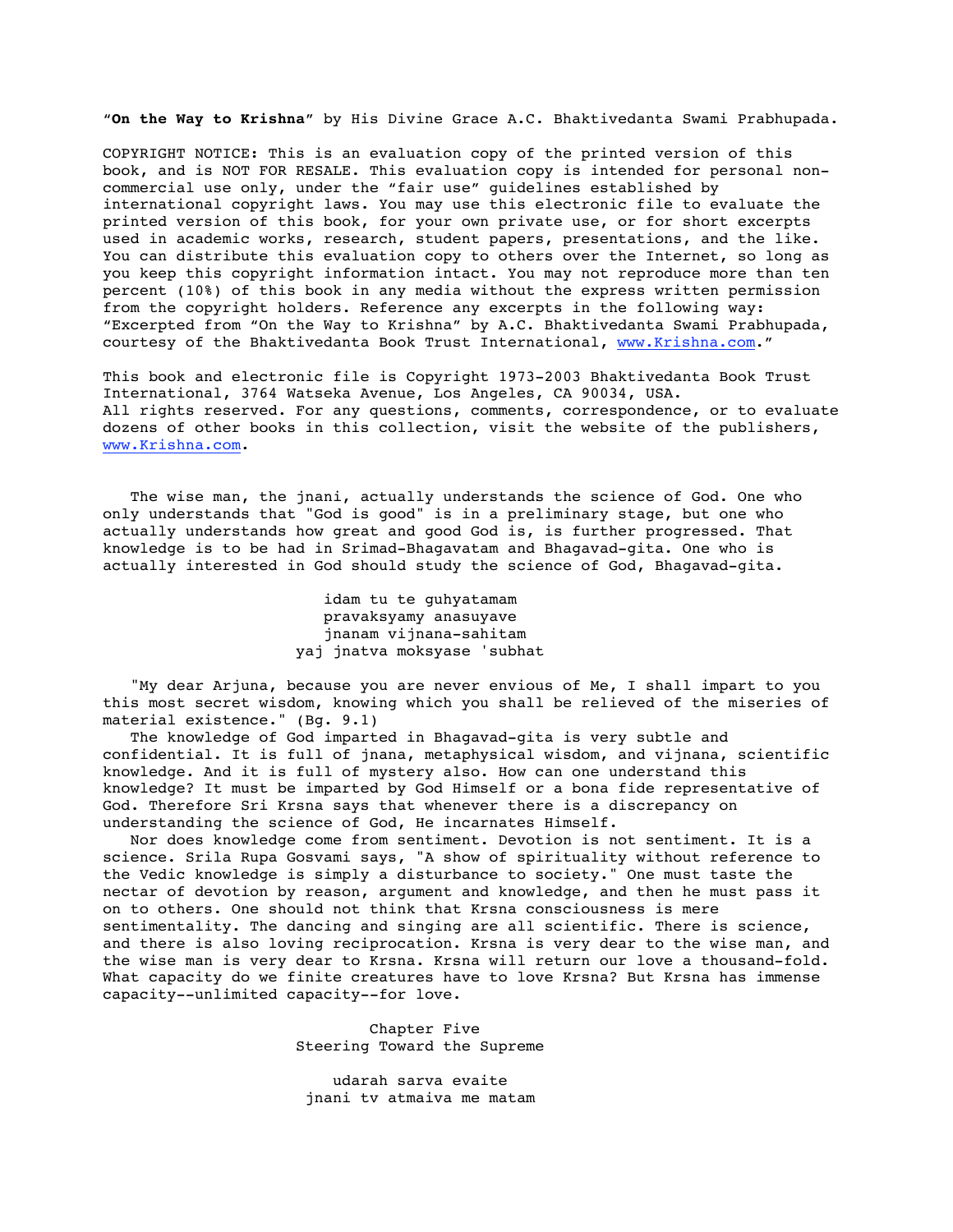"**On the Way to Krishna**" by His Divine Grace A.C. Bhaktivedanta Swami Prabhupada.

COPYRIGHT NOTICE: This is an evaluation copy of the printed version of this book, and is NOT FOR RESALE. This evaluation copy is intended for personal non-commercial use only, under the "fair use" guidelines established by international copyright laws. You may use this electronic file to evaluate the printed version of this book, for your own private use, or for short excerpts used in academic works, research, student papers, presentations, and the like. You can distribute this evaluation copy to others over the Internet, so long as you keep this copyright information intact. You may not reproduce more than ten percent (10%) of this book in any media without the express written permission from the copyright holders. Reference any excerpts in the following way: "Excerpted from "On the Way to Krishna" by A.C. Bhaktivedanta Swami Prabhupada, courtesy of the Bhaktivedanta Book Trust International, www.Krishna.com."

This book and electronic file is Copyright 1973-2003 Bhaktivedanta Book Trust International, 3764 Watseka Avenue, Los Angeles, CA 90034, USA. All rights reserved. For any questions, comments, correspondence, or to evaluate dozens of other books in this collection, visit the website of the publishers, www.Krishna.com.

The wise man, the jnani, actually understands the science of God. One who only understands that "God is good" is in a preliminary stage, but one who actually understands how great and good God is, is further progressed. That knowledge is to be had in Srimad-Bhagavatam and Bhagavad-gita. One who is actually interested in God should study the science of God, Bhagavad-gita.

idam tu te guhyatamam
pravaksyamy anasuyave
jnanam vijnana-sahitam
yaj jnatva moksyase 'subhat

"My dear Arjuna, because you are never envious of Me, I shall impart to you this most secret wisdom, knowing which you shall be relieved of the miseries of material existence." (Bg. 9.1)

The knowledge of God imparted in Bhagavad-gita is very subtle and confidential. It is full of jnana, metaphysical wisdom, and vijnana, scientific knowledge. And it is full of mystery also. How can one understand this knowledge? It must be imparted by God Himself or a bona fide representative of God. Therefore Sri Krsna says that whenever there is a discrepancy on understanding the science of God, He incarnates Himself.

Nor does knowledge come from sentiment. Devotion is not sentiment. It is a science. Srila Rupa Gosvami says, "A show of spirituality without reference to the Vedic knowledge is simply a disturbance to society." One must taste the nectar of devotion by reason, argument and knowledge, and then he must pass it on to others. One should not think that Krsna consciousness is mere sentimentality. The dancing and singing are all scientific. There is science, and there is also loving reciprocation. Krsna is very dear to the wise man, and the wise man is very dear to Krsna. Krsna will return our love a thousand-fold. What capacity do we finite creatures have to love Krsna? But Krsna has immense capacity--unlimited capacity--for love.

## Chapter Five
## Steering Toward the Supreme

udarah sarva evaite
jnani tv atmaiva me matam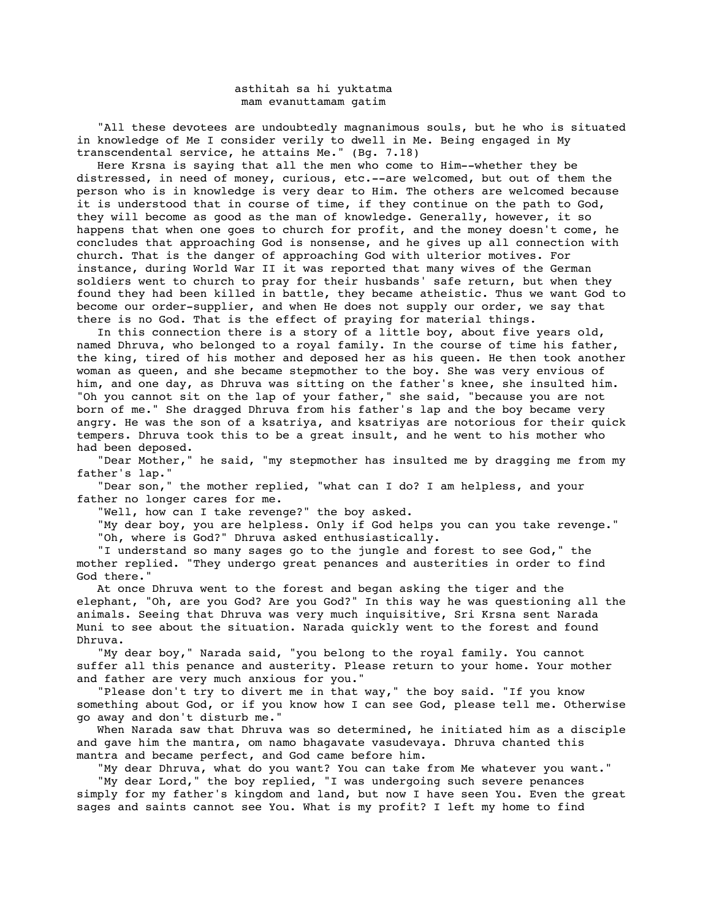asthitah sa hi yuktatma
mam evanuttamam gatim

"All these devotees are undoubtedly magnanimous souls, but he who is situated in knowledge of Me I consider verily to dwell in Me. Being engaged in My transcendental service, he attains Me." (Bg. 7.18)

Here Krsna is saying that all the men who come to Him--whether they be distressed, in need of money, curious, etc.--are welcomed, but out of them the person who is in knowledge is very dear to Him. The others are welcomed because it is understood that in course of time, if they continue on the path to God, they will become as good as the man of knowledge. Generally, however, it so happens that when one goes to church for profit, and the money doesn't come, he concludes that approaching God is nonsense, and he gives up all connection with church. That is the danger of approaching God with ulterior motives. For instance, during World War II it was reported that many wives of the German soldiers went to church to pray for their husbands' safe return, but when they found they had been killed in battle, they became atheistic. Thus we want God to become our order-supplier, and when He does not supply our order, we say that there is no God. That is the effect of praying for material things.

In this connection there is a story of a little boy, about five years old, named Dhruva, who belonged to a royal family. In the course of time his father, the king, tired of his mother and deposed her as his queen. He then took another woman as queen, and she became stepmother to the boy. She was very envious of him, and one day, as Dhruva was sitting on the father's knee, she insulted him. "Oh you cannot sit on the lap of your father," she said, "because you are not born of me." She dragged Dhruva from his father's lap and the boy became very angry. He was the son of a ksatriya, and ksatriyas are notorious for their quick tempers. Dhruva took this to be a great insult, and he went to his mother who had been deposed.

"Dear Mother," he said, "my stepmother has insulted me by dragging me from my father's lap."

"Dear son," the mother replied, "what can I do? I am helpless, and your father no longer cares for me.

"Well, how can I take revenge?" the boy asked.

"My dear boy, you are helpless. Only if God helps you can you take revenge."

"Oh, where is God?" Dhruva asked enthusiastically.

"I understand so many sages go to the jungle and forest to see God," the mother replied. "They undergo great penances and austerities in order to find God there."

At once Dhruva went to the forest and began asking the tiger and the elephant, "Oh, are you God? Are you God?" In this way he was questioning all the animals. Seeing that Dhruva was very much inquisitive, Sri Krsna sent Narada Muni to see about the situation. Narada quickly went to the forest and found Dhruva.

"My dear boy," Narada said, "you belong to the royal family. You cannot suffer all this penance and austerity. Please return to your home. Your mother and father are very much anxious for you."

"Please don't try to divert me in that way," the boy said. "If you know something about God, or if you know how I can see God, please tell me. Otherwise go away and don't disturb me."

When Narada saw that Dhruva was so determined, he initiated him as a disciple and gave him the mantra, om namo bhagavate vasudevaya. Dhruva chanted this mantra and became perfect, and God came before him.

"My dear Dhruva, what do you want? You can take from Me whatever you want."

"My dear Lord," the boy replied, "I was undergoing such severe penances simply for my father's kingdom and land, but now I have seen You. Even the great sages and saints cannot see You. What is my profit? I left my home to find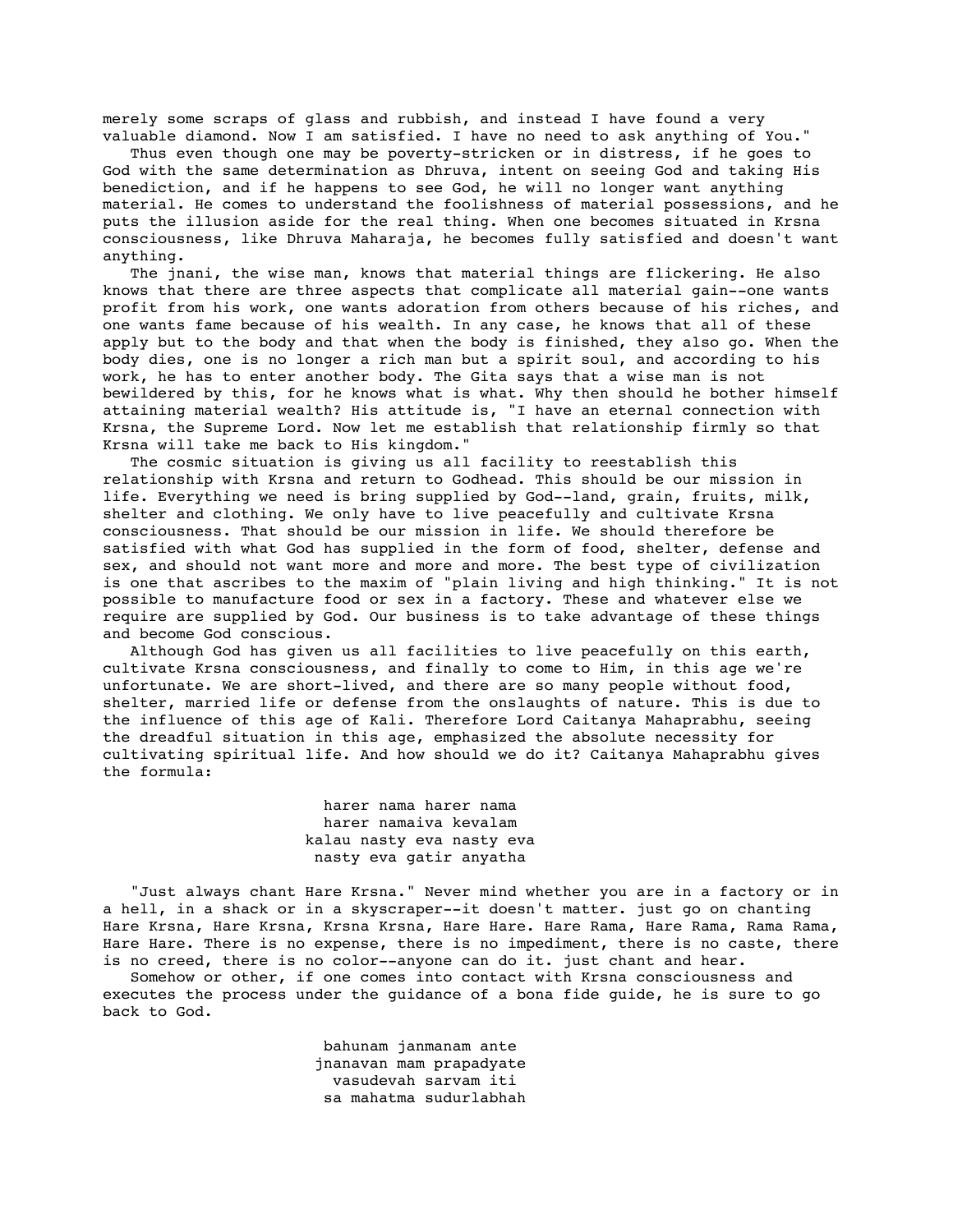merely some scraps of glass and rubbish, and instead I have found a very valuable diamond. Now I am satisfied. I have no need to ask anything of You."

Thus even though one may be poverty-stricken or in distress, if he goes to God with the same determination as Dhruva, intent on seeing God and taking His benediction, and if he happens to see God, he will no longer want anything material. He comes to understand the foolishness of material possessions, and he puts the illusion aside for the real thing. When one becomes situated in Krsna consciousness, like Dhruva Maharaja, he becomes fully satisfied and doesn't want anything.

The jnani, the wise man, knows that material things are flickering. He also knows that there are three aspects that complicate all material gain--one wants profit from his work, one wants adoration from others because of his riches, and one wants fame because of his wealth. In any case, he knows that all of these apply but to the body and that when the body is finished, they also go. When the body dies, one is no longer a rich man but a spirit soul, and according to his work, he has to enter another body. The Gita says that a wise man is not bewildered by this, for he knows what is what. Why then should he bother himself attaining material wealth? His attitude is, "I have an eternal connection with Krsna, the Supreme Lord. Now let me establish that relationship firmly so that Krsna will take me back to His kingdom."

The cosmic situation is giving us all facility to reestablish this relationship with Krsna and return to Godhead. This should be our mission in life. Everything we need is bring supplied by God--land, grain, fruits, milk, shelter and clothing. We only have to live peacefully and cultivate Krsna consciousness. That should be our mission in life. We should therefore be satisfied with what God has supplied in the form of food, shelter, defense and sex, and should not want more and more and more. The best type of civilization is one that ascribes to the maxim of "plain living and high thinking." It is not possible to manufacture food or sex in a factory. These and whatever else we require are supplied by God. Our business is to take advantage of these things and become God conscious.

Although God has given us all facilities to live peacefully on this earth, cultivate Krsna consciousness, and finally to come to Him, in this age we're unfortunate. We are short-lived, and there are so many people without food, shelter, married life or defense from the onslaughts of nature. This is due to the influence of this age of Kali. Therefore Lord Caitanya Mahaprabhu, seeing the dreadful situation in this age, emphasized the absolute necessity for cultivating spiritual life. And how should we do it? Caitanya Mahaprabhu gives the formula:

harer nama harer nama
harer namaiva kevalam
kalau nasty eva nasty eva
nasty eva gatir anyatha

"Just always chant Hare Krsna." Never mind whether you are in a factory or in a hell, in a shack or in a skyscraper--it doesn't matter. just go on chanting Hare Krsna, Hare Krsna, Krsna Krsna, Hare Hare. Hare Rama, Hare Rama, Rama Rama, Hare Hare. There is no expense, there is no impediment, there is no caste, there is no creed, there is no color--anyone can do it. just chant and hear.

Somehow or other, if one comes into contact with Krsna consciousness and executes the process under the guidance of a bona fide guide, he is sure to go back to God.

bahunam janmanam ante
jnanavan mam prapadyate
vasudevah sarvam iti
sa mahatma sudurlabhah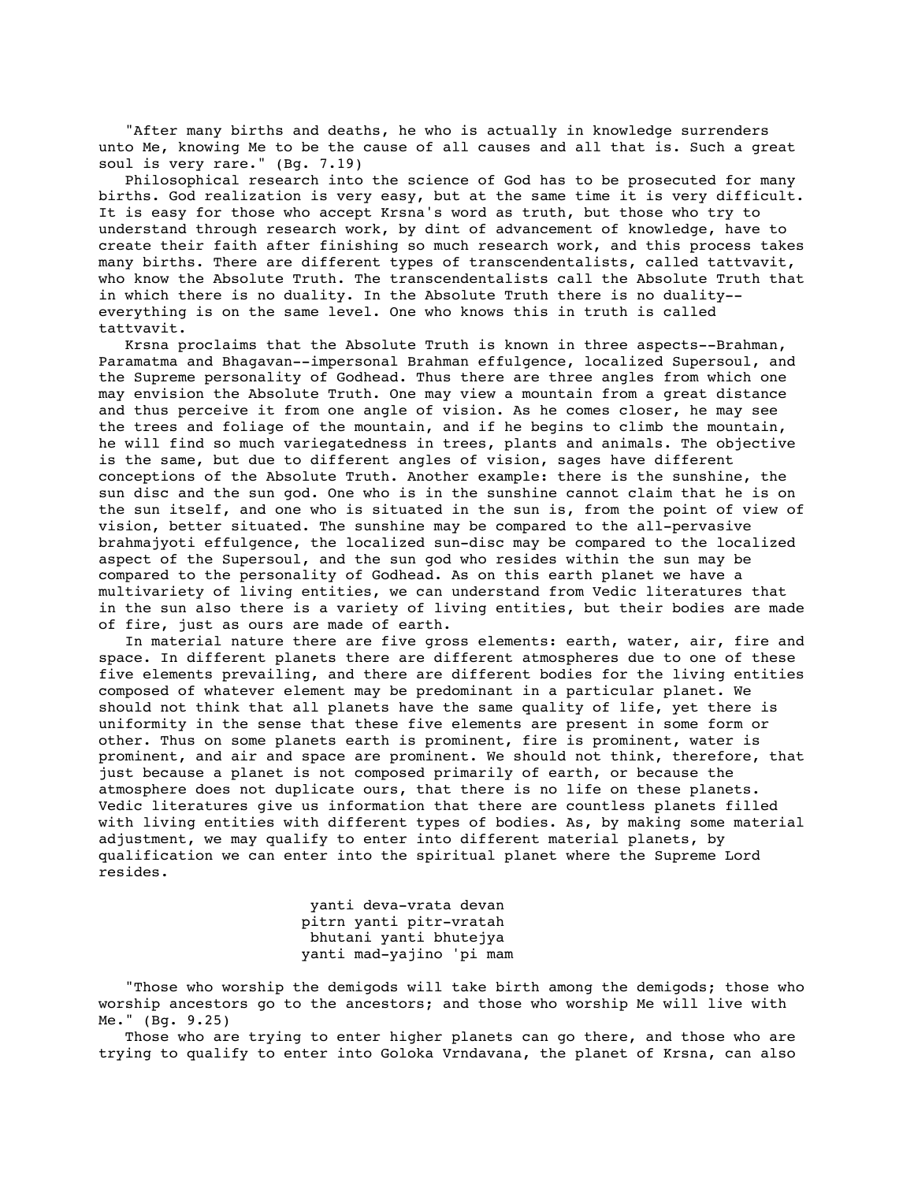"After many births and deaths, he who is actually in knowledge surrenders unto Me, knowing Me to be the cause of all causes and all that is. Such a great soul is very rare." (Bg. 7.19)

Philosophical research into the science of God has to be prosecuted for many births. God realization is very easy, but at the same time it is very difficult. It is easy for those who accept Krsna's word as truth, but those who try to understand through research work, by dint of advancement of knowledge, have to create their faith after finishing so much research work, and this process takes many births. There are different types of transcendentalists, called tattvavit, who know the Absolute Truth. The transcendentalists call the Absolute Truth that in which there is no duality. In the Absolute Truth there is no duality--everything is on the same level. One who knows this in truth is called tattvavit.

Krsna proclaims that the Absolute Truth is known in three aspects--Brahman, Paramatma and Bhagavan--impersonal Brahman effulgence, localized Supersoul, and the Supreme personality of Godhead. Thus there are three angles from which one may envision the Absolute Truth. One may view a mountain from a great distance and thus perceive it from one angle of vision. As he comes closer, he may see the trees and foliage of the mountain, and if he begins to climb the mountain, he will find so much variegatedness in trees, plants and animals. The objective is the same, but due to different angles of vision, sages have different conceptions of the Absolute Truth. Another example: there is the sunshine, the sun disc and the sun god. One who is in the sunshine cannot claim that he is on the sun itself, and one who is situated in the sun is, from the point of view of vision, better situated. The sunshine may be compared to the all-pervasive brahmajyoti effulgence, the localized sun-disc may be compared to the localized aspect of the Supersoul, and the sun god who resides within the sun may be compared to the personality of Godhead. As on this earth planet we have a multivariety of living entities, we can understand from Vedic literatures that in the sun also there is a variety of living entities, but their bodies are made of fire, just as ours are made of earth.

In material nature there are five gross elements: earth, water, air, fire and space. In different planets there are different atmospheres due to one of these five elements prevailing, and there are different bodies for the living entities composed of whatever element may be predominant in a particular planet. We should not think that all planets have the same quality of life, yet there is uniformity in the sense that these five elements are present in some form or other. Thus on some planets earth is prominent, fire is prominent, water is prominent, and air and space are prominent. We should not think, therefore, that just because a planet is not composed primarily of earth, or because the atmosphere does not duplicate ours, that there is no life on these planets. Vedic literatures give us information that there are countless planets filled with living entities with different types of bodies. As, by making some material adjustment, we may qualify to enter into different material planets, by qualification we can enter into the spiritual planet where the Supreme Lord resides.

yanti deva-vrata devan  
pitrn yanti pitr-vratah  
bhutani yanti bhutejya  
yanti mad-yajino 'pi mam

"Those who worship the demigods will take birth among the demigods; those who worship ancestors go to the ancestors; and those who worship Me will live with Me." (Bg. 9.25)

Those who are trying to enter higher planets can go there, and those who are trying to qualify to enter into Goloka Vrndavana, the planet of Krsna, can also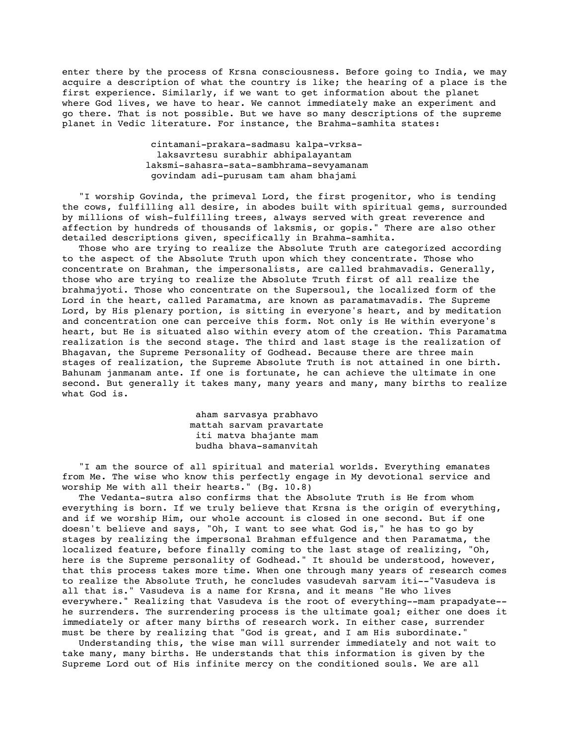enter there by the process of Krsna consciousness. Before going to India, we may acquire a description of what the country is like; the hearing of a place is the first experience. Similarly, if we want to get information about the planet where God lives, we have to hear. We cannot immediately make an experiment and go there. That is not possible. But we have so many descriptions of the supreme planet in Vedic literature. For instance, the Brahma-samhita states:

> cintamani-prakara-sadmasu kalpa-vrksa-
> laksavrtesu surabhir abhipalayantam
> laksmi-sahasra-sata-sambhrama-sevyamanam
> govindam adi-purusam tam aham bhajami

"I worship Govinda, the primeval Lord, the first progenitor, who is tending the cows, fulfilling all desire, in abodes built with spiritual gems, surrounded by millions of wish-fulfilling trees, always served with great reverence and affection by hundreds of thousands of laksmis, or gopis." There are also other detailed descriptions given, specifically in Brahma-samhita.

Those who are trying to realize the Absolute Truth are categorized according to the aspect of the Absolute Truth upon which they concentrate. Those who concentrate on Brahman, the impersonalists, are called brahmavadis. Generally, those who are trying to realize the Absolute Truth first of all realize the brahmajyoti. Those who concentrate on the Supersoul, the localized form of the Lord in the heart, called Paramatma, are known as paramatmavadis. The Supreme Lord, by His plenary portion, is sitting in everyone's heart, and by meditation and concentration one can perceive this form. Not only is He within everyone's heart, but He is situated also within every atom of the creation. This Paramatma realization is the second stage. The third and last stage is the realization of Bhagavan, the Supreme Personality of Godhead. Because there are three main stages of realization, the Supreme Absolute Truth is not attained in one birth. Bahunam janmanam ante. If one is fortunate, he can achieve the ultimate in one second. But generally it takes many, many years and many, many births to realize what God is.

> aham sarvasya prabhavo
> mattah sarvam pravartate
> iti matva bhajante mam
> budha bhava-samanvitah

"I am the source of all spiritual and material worlds. Everything emanates from Me. The wise who know this perfectly engage in My devotional service and worship Me with all their hearts." (Bg. 10.8)

The Vedanta-sutra also confirms that the Absolute Truth is He from whom everything is born. If we truly believe that Krsna is the origin of everything, and if we worship Him, our whole account is closed in one second. But if one doesn't believe and says, "Oh, I want to see what God is," he has to go by stages by realizing the impersonal Brahman effulgence and then Paramatma, the localized feature, before finally coming to the last stage of realizing, "Oh, here is the Supreme personality of Godhead." It should be understood, however, that this process takes more time. When one through many years of research comes to realize the Absolute Truth, he concludes vasudevah sarvam iti--"Vasudeva is all that is." Vasudeva is a name for Krsna, and it means "He who lives everywhere." Realizing that Vasudeva is the root of everything--mam prapadyate--he surrenders. The surrendering process is the ultimate goal; either one does it immediately or after many births of research work. In either case, surrender must be there by realizing that "God is great, and I am His subordinate."

Understanding this, the wise man will surrender immediately and not wait to take many, many births. He understands that this information is given by the Supreme Lord out of His infinite mercy on the conditioned souls. We are all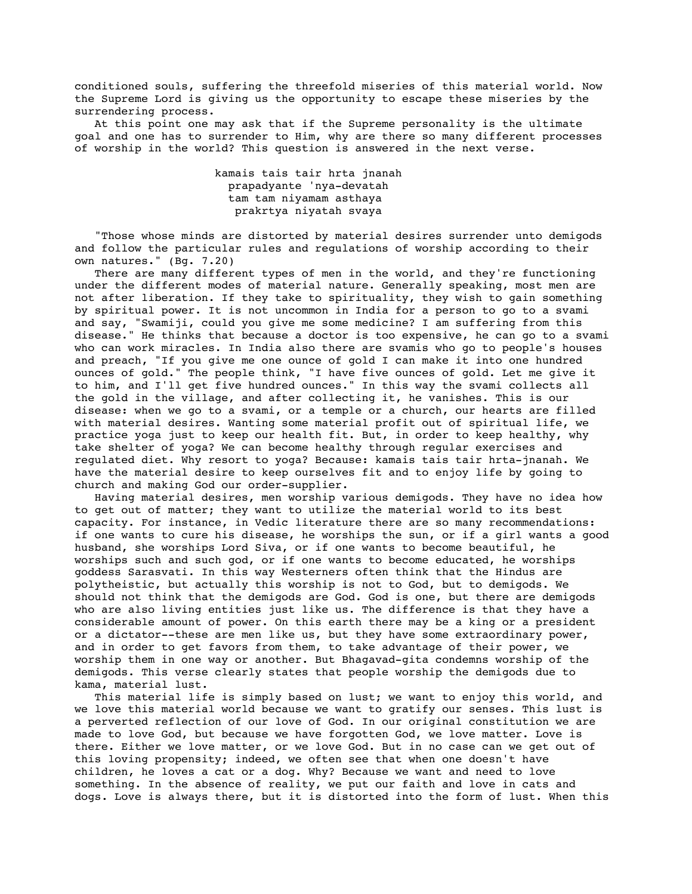conditioned souls, suffering the threefold miseries of this material world. Now the Supreme Lord is giving us the opportunity to escape these miseries by the surrendering process.

At this point one may ask that if the Supreme personality is the ultimate goal and one has to surrender to Him, why are there so many different processes of worship in the world? This question is answered in the next verse.

> kamais tais tair hrta jnanah
> prapadyante 'nya-devatah
> tam tam niyamam asthaya
> prakrtya niyatah svaya

"Those whose minds are distorted by material desires surrender unto demigods and follow the particular rules and regulations of worship according to their own natures." (Bg. 7.20)

There are many different types of men in the world, and they're functioning under the different modes of material nature. Generally speaking, most men are not after liberation. If they take to spirituality, they wish to gain something by spiritual power. It is not uncommon in India for a person to go to a svami and say, "Swamiji, could you give me some medicine? I am suffering from this disease." He thinks that because a doctor is too expensive, he can go to a svami who can work miracles. In India also there are svamis who go to people's houses and preach, "If you give me one ounce of gold I can make it into one hundred ounces of gold." The people think, "I have five ounces of gold. Let me give it to him, and I'll get five hundred ounces." In this way the svami collects all the gold in the village, and after collecting it, he vanishes. This is our disease: when we go to a svami, or a temple or a church, our hearts are filled with material desires. Wanting some material profit out of spiritual life, we practice yoga just to keep our health fit. But, in order to keep healthy, why take shelter of yoga? We can become healthy through regular exercises and regulated diet. Why resort to yoga? Because: kamais tais tair hrta-jnanah. We have the material desire to keep ourselves fit and to enjoy life by going to church and making God our order-supplier.

Having material desires, men worship various demigods. They have no idea how to get out of matter; they want to utilize the material world to its best capacity. For instance, in Vedic literature there are so many recommendations: if one wants to cure his disease, he worships the sun, or if a girl wants a good husband, she worships Lord Siva, or if one wants to become beautiful, he worships such and such god, or if one wants to become educated, he worships goddess Sarasvati. In this way Westerners often think that the Hindus are polytheistic, but actually this worship is not to God, but to demigods. We should not think that the demigods are God. God is one, but there are demigods who are also living entities just like us. The difference is that they have a considerable amount of power. On this earth there may be a king or a president or a dictator--these are men like us, but they have some extraordinary power, and in order to get favors from them, to take advantage of their power, we worship them in one way or another. But Bhagavad-gita condemns worship of the demigods. This verse clearly states that people worship the demigods due to kama, material lust.

This material life is simply based on lust; we want to enjoy this world, and we love this material world because we want to gratify our senses. This lust is a perverted reflection of our love of God. In our original constitution we are made to love God, but because we have forgotten God, we love matter. Love is there. Either we love matter, or we love God. But in no case can we get out of this loving propensity; indeed, we often see that when one doesn't have children, he loves a cat or a dog. Why? Because we want and need to love something. In the absence of reality, we put our faith and love in cats and dogs. Love is always there, but it is distorted into the form of lust. When this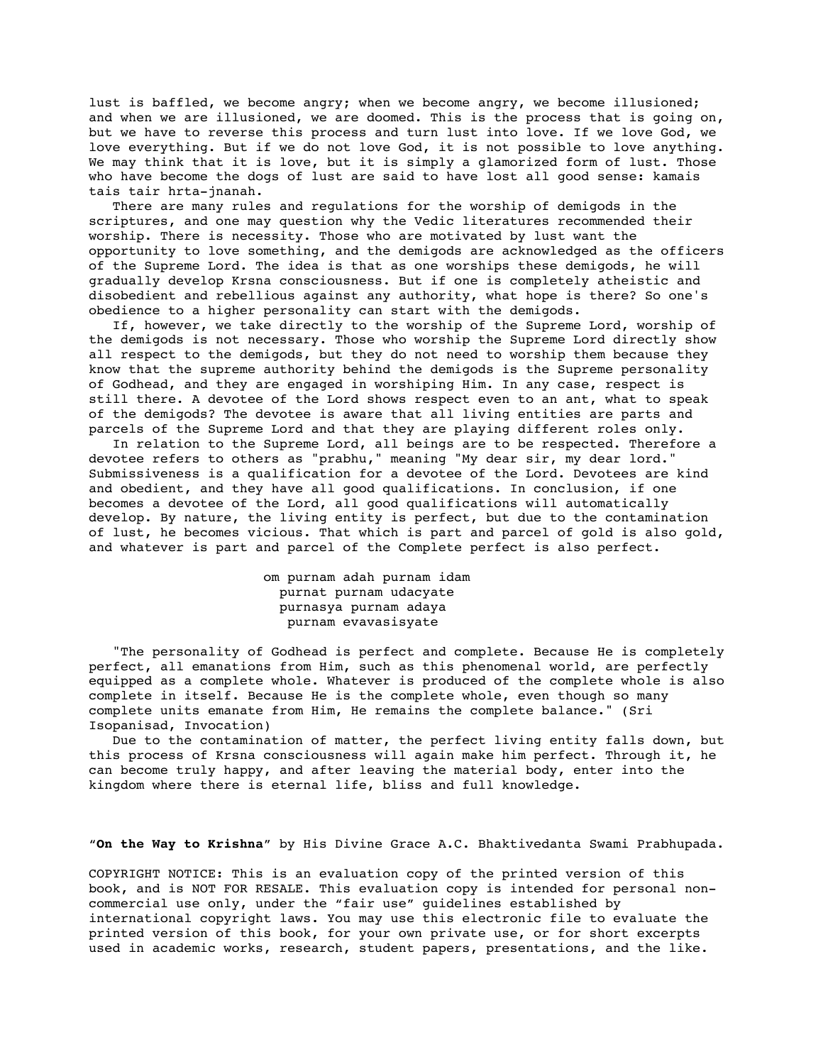lust is baffled, we become angry; when we become angry, we become illusioned; and when we are illusioned, we are doomed. This is the process that is going on, but we have to reverse this process and turn lust into love. If we love God, we love everything. But if we do not love God, it is not possible to love anything. We may think that it is love, but it is simply a glamorized form of lust. Those who have become the dogs of lust are said to have lost all good sense: kamais tais tair hrta-jnanah.

There are many rules and regulations for the worship of demigods in the scriptures, and one may question why the Vedic literatures recommended their worship. There is necessity. Those who are motivated by lust want the opportunity to love something, and the demigods are acknowledged as the officers of the Supreme Lord. The idea is that as one worships these demigods, he will gradually develop Krsna consciousness. But if one is completely atheistic and disobedient and rebellious against any authority, what hope is there? So one's obedience to a higher personality can start with the demigods.

If, however, we take directly to the worship of the Supreme Lord, worship of the demigods is not necessary. Those who worship the Supreme Lord directly show all respect to the demigods, but they do not need to worship them because they know that the supreme authority behind the demigods is the Supreme personality of Godhead, and they are engaged in worshiping Him. In any case, respect is still there. A devotee of the Lord shows respect even to an ant, what to speak of the demigods? The devotee is aware that all living entities are parts and parcels of the Supreme Lord and that they are playing different roles only.

In relation to the Supreme Lord, all beings are to be respected. Therefore a devotee refers to others as "prabhu," meaning "My dear sir, my dear lord." Submissiveness is a qualification for a devotee of the Lord. Devotees are kind and obedient, and they have all good qualifications. In conclusion, if one becomes a devotee of the Lord, all good qualifications will automatically develop. By nature, the living entity is perfect, but due to the contamination of lust, he becomes vicious. That which is part and parcel of gold is also gold, and whatever is part and parcel of the Complete perfect is also perfect.

om purnam adah purnam idam
purnat purnam udacyate
purnasya purnam adaya
purnam evavasisyate

"The personality of Godhead is perfect and complete. Because He is completely perfect, all emanations from Him, such as this phenomenal world, are perfectly equipped as a complete whole. Whatever is produced of the complete whole is also complete in itself. Because He is the complete whole, even though so many complete units emanate from Him, He remains the complete balance." (Sri Isopanisad, Invocation)

Due to the contamination of matter, the perfect living entity falls down, but this process of Krsna consciousness will again make him perfect. Through it, he can become truly happy, and after leaving the material body, enter into the kingdom where there is eternal life, bliss and full knowledge.

"**On the Way to Krishna**" by His Divine Grace A.C. Bhaktivedanta Swami Prabhupada.

COPYRIGHT NOTICE: This is an evaluation copy of the printed version of this book, and is NOT FOR RESALE. This evaluation copy is intended for personal non-commercial use only, under the "fair use" guidelines established by international copyright laws. You may use this electronic file to evaluate the printed version of this book, for your own private use, or for short excerpts used in academic works, research, student papers, presentations, and the like.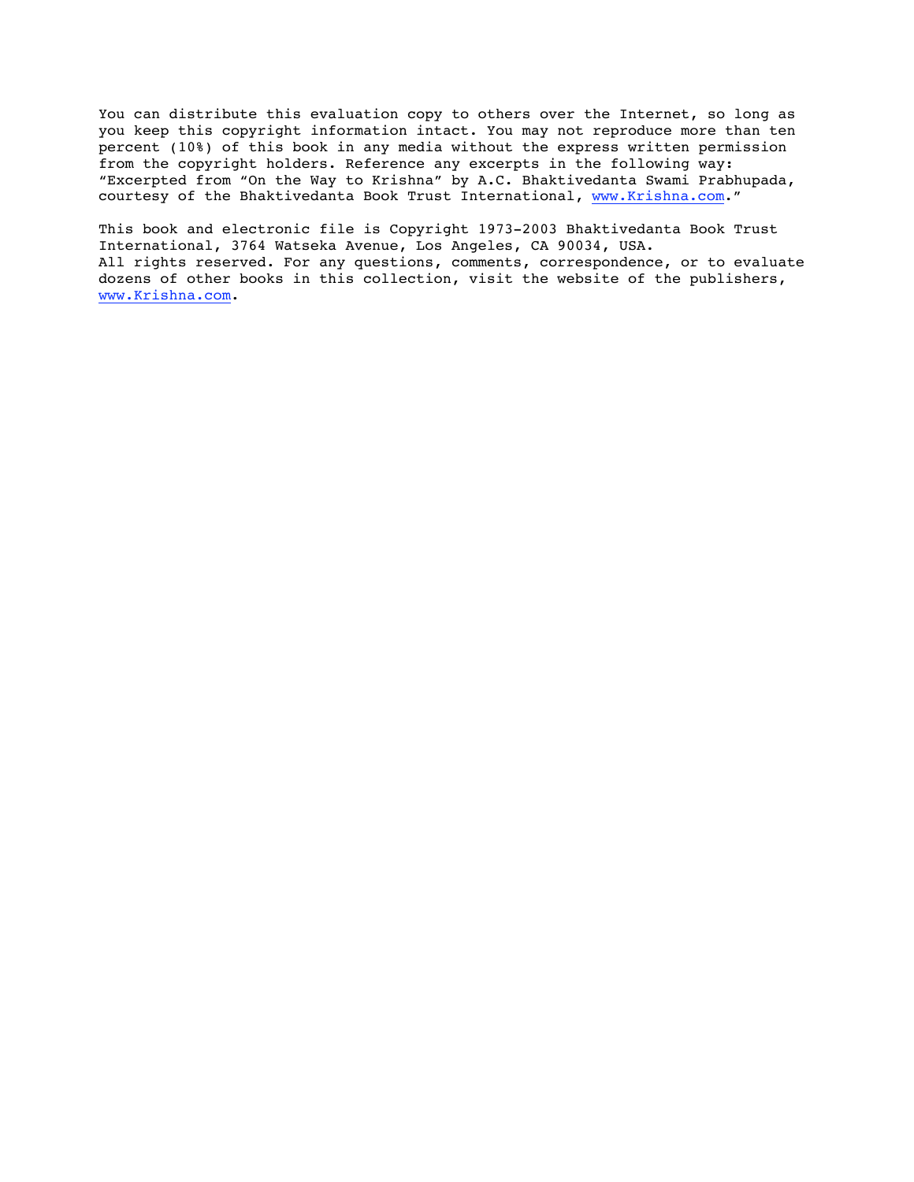You can distribute this evaluation copy to others over the Internet, so long as you keep this copyright information intact. You may not reproduce more than ten percent (10%) of this book in any media without the express written permission from the copyright holders. Reference any excerpts in the following way: "Excerpted from "On the Way to Krishna" by A.C. Bhaktivedanta Swami Prabhupada, courtesy of the Bhaktivedanta Book Trust International, www.Krishna.com."

This book and electronic file is Copyright 1973-2003 Bhaktivedanta Book Trust International, 3764 Watseka Avenue, Los Angeles, CA 90034, USA. All rights reserved. For any questions, comments, correspondence, or to evaluate dozens of other books in this collection, visit the website of the publishers, www.Krishna.com.